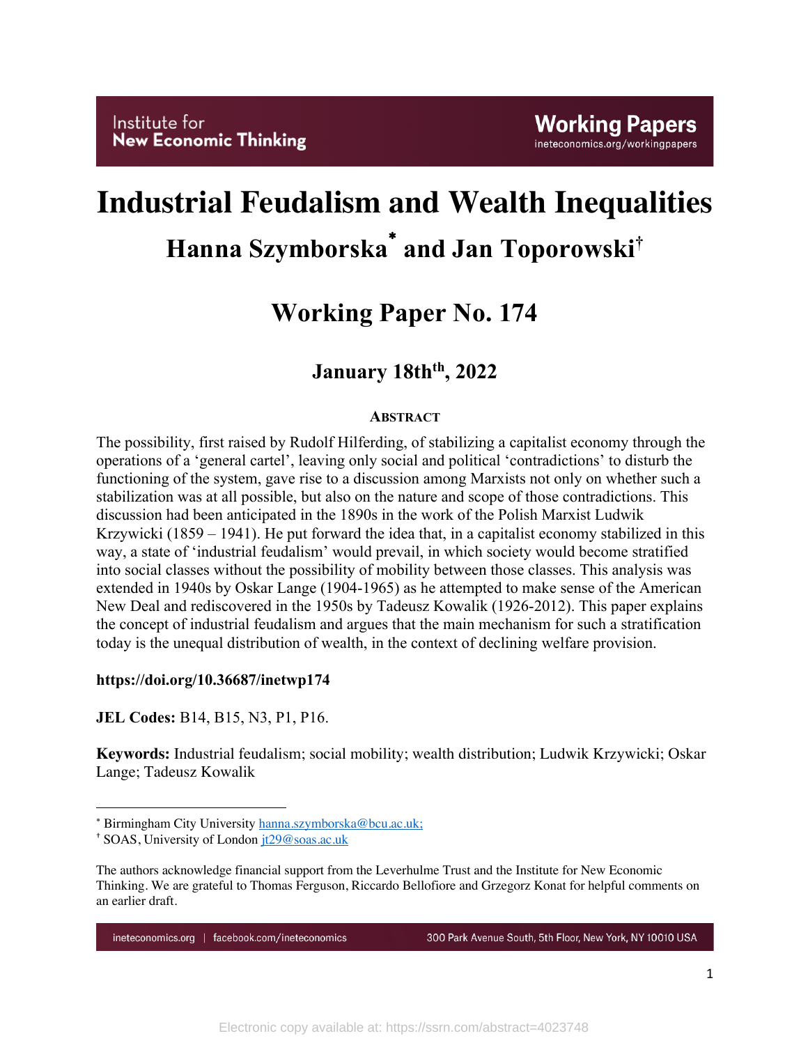Institute for **New Economic Thinking**

**Working Papers**
ineteconomics.org/workingpapers

# Industrial Feudalism and Wealth Inequalities

## Hanna Szymborska[*] and Jan Toporowski[†]

## Working Paper No. 174

### January 18th[th], 2022

**ABSTRACT**

The possibility, first raised by Rudolf Hilferding, of stabilizing a capitalist economy through the operations of a 'general cartel', leaving only social and political 'contradictions' to disturb the functioning of the system, gave rise to a discussion among Marxists not only on whether such a stabilization was at all possible, but also on the nature and scope of those contradictions. This discussion had been anticipated in the 1890s in the work of the Polish Marxist Ludwik Krzywicki (1859 – 1941). He put forward the idea that, in a capitalist economy stabilized in this way, a state of 'industrial feudalism' would prevail, in which society would become stratified into social classes without the possibility of mobility between those classes. This analysis was extended in 1940s by Oskar Lange (1904-1965) as he attempted to make sense of the American New Deal and rediscovered in the 1950s by Tadeusz Kowalik (1926-2012). This paper explains the concept of industrial feudalism and argues that the main mechanism for such a stratification today is the unequal distribution of wealth, in the context of declining welfare provision.

**https://doi.org/10.36687/inetwp174**

**JEL Codes:** B14, B15, N3, P1, P16.

**Keywords:** Industrial feudalism; social mobility; wealth distribution; Ludwik Krzywicki; Oskar Lange; Tadeusz Kowalik

---

[*] Birmingham City University hanna.szymborska@bcu.ac.uk;
[†] SOAS, University of London jt29@soas.ac.uk

The authors acknowledge financial support from the Leverhulme Trust and the Institute for New Economic Thinking. We are grateful to Thomas Ferguson, Riccardo Bellofiore and Grzegorz Konat for helpful comments on an earlier draft.

ineteconomics.org | facebook.com/ineteconomics    300 Park Avenue South, 5th Floor, New York, NY 10010 USA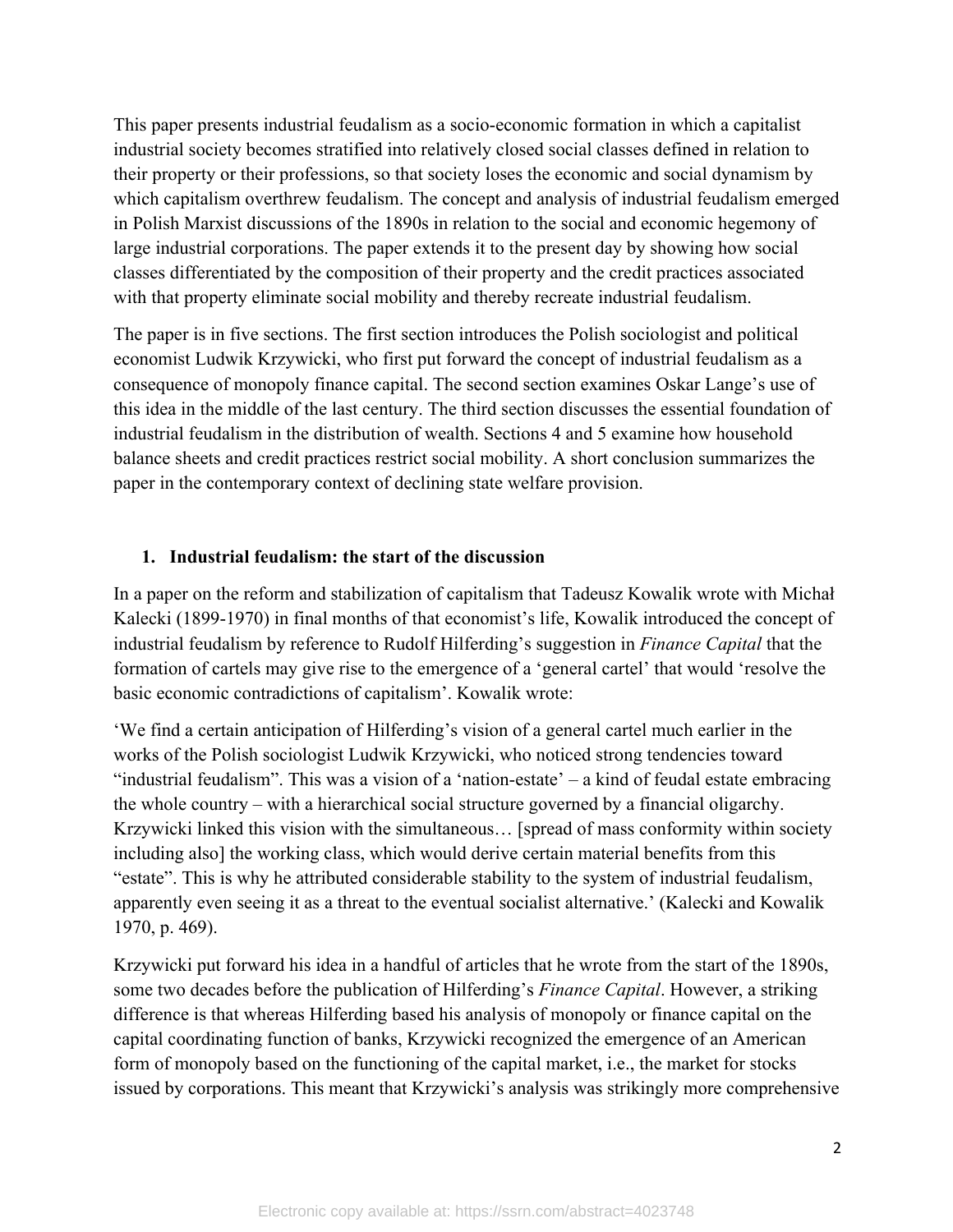This paper presents industrial feudalism as a socio-economic formation in which a capitalist industrial society becomes stratified into relatively closed social classes defined in relation to their property or their professions, so that society loses the economic and social dynamism by which capitalism overthrew feudalism. The concept and analysis of industrial feudalism emerged in Polish Marxist discussions of the 1890s in relation to the social and economic hegemony of large industrial corporations. The paper extends it to the present day by showing how social classes differentiated by the composition of their property and the credit practices associated with that property eliminate social mobility and thereby recreate industrial feudalism.

The paper is in five sections. The first section introduces the Polish sociologist and political economist Ludwik Krzywicki, who first put forward the concept of industrial feudalism as a consequence of monopoly finance capital. The second section examines Oskar Lange's use of this idea in the middle of the last century. The third section discusses the essential foundation of industrial feudalism in the distribution of wealth. Sections 4 and 5 examine how household balance sheets and credit practices restrict social mobility. A short conclusion summarizes the paper in the contemporary context of declining state welfare provision.

## 1. Industrial feudalism: the start of the discussion

In a paper on the reform and stabilization of capitalism that Tadeusz Kowalik wrote with Michał Kalecki (1899-1970) in final months of that economist's life, Kowalik introduced the concept of industrial feudalism by reference to Rudolf Hilferding's suggestion in *Finance Capital* that the formation of cartels may give rise to the emergence of a 'general cartel' that would 'resolve the basic economic contradictions of capitalism'. Kowalik wrote:

'We find a certain anticipation of Hilferding's vision of a general cartel much earlier in the works of the Polish sociologist Ludwik Krzywicki, who noticed strong tendencies toward "industrial feudalism". This was a vision of a 'nation-estate' – a kind of feudal estate embracing the whole country – with a hierarchical social structure governed by a financial oligarchy. Krzywicki linked this vision with the simultaneous… [spread of mass conformity within society including also] the working class, which would derive certain material benefits from this "estate". This is why he attributed considerable stability to the system of industrial feudalism, apparently even seeing it as a threat to the eventual socialist alternative.' (Kalecki and Kowalik 1970, p. 469).

Krzywicki put forward his idea in a handful of articles that he wrote from the start of the 1890s, some two decades before the publication of Hilferding's *Finance Capital*. However, a striking difference is that whereas Hilferding based his analysis of monopoly or finance capital on the capital coordinating function of banks, Krzywicki recognized the emergence of an American form of monopoly based on the functioning of the capital market, i.e., the market for stocks issued by corporations. This meant that Krzywicki's analysis was strikingly more comprehensive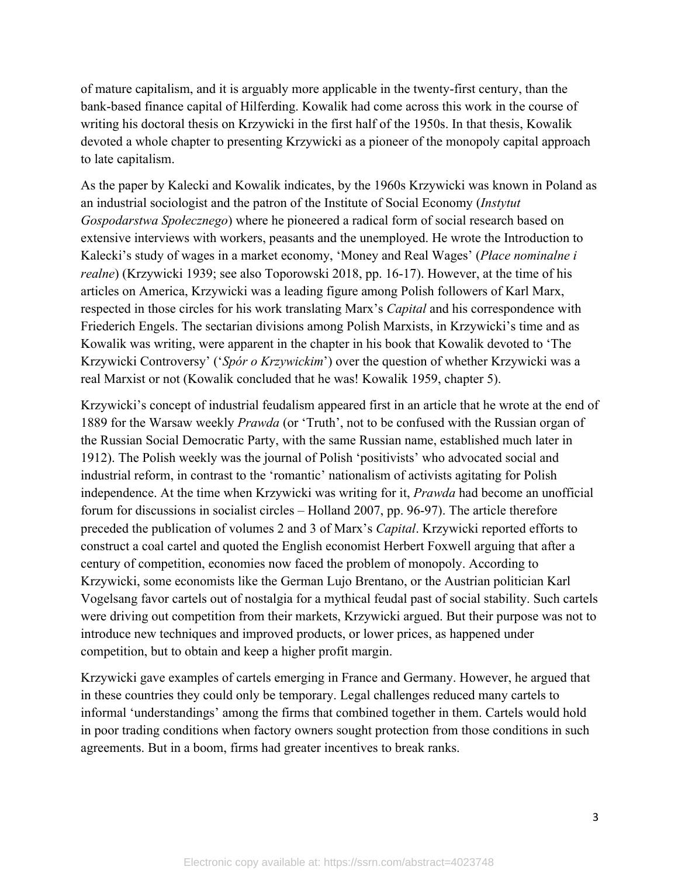of mature capitalism, and it is arguably more applicable in the twenty-first century, than the bank-based finance capital of Hilferding. Kowalik had come across this work in the course of writing his doctoral thesis on Krzywicki in the first half of the 1950s. In that thesis, Kowalik devoted a whole chapter to presenting Krzywicki as a pioneer of the monopoly capital approach to late capitalism.

As the paper by Kalecki and Kowalik indicates, by the 1960s Krzywicki was known in Poland as an industrial sociologist and the patron of the Institute of Social Economy (*Instytut Gospodarstwa Społecznego*) where he pioneered a radical form of social research based on extensive interviews with workers, peasants and the unemployed. He wrote the Introduction to Kalecki's study of wages in a market economy, 'Money and Real Wages' (*Płace nominalne i realne*) (Krzywicki 1939; see also Toporowski 2018, pp. 16-17). However, at the time of his articles on America, Krzywicki was a leading figure among Polish followers of Karl Marx, respected in those circles for his work translating Marx's *Capital* and his correspondence with Friederich Engels. The sectarian divisions among Polish Marxists, in Krzywicki's time and as Kowalik was writing, were apparent in the chapter in his book that Kowalik devoted to 'The Krzywicki Controversy' ('*Spór o Krzywickim*') over the question of whether Krzywicki was a real Marxist or not (Kowalik concluded that he was! Kowalik 1959, chapter 5).

Krzywicki's concept of industrial feudalism appeared first in an article that he wrote at the end of 1889 for the Warsaw weekly *Prawda* (or 'Truth', not to be confused with the Russian organ of the Russian Social Democratic Party, with the same Russian name, established much later in 1912). The Polish weekly was the journal of Polish 'positivists' who advocated social and industrial reform, in contrast to the 'romantic' nationalism of activists agitating for Polish independence. At the time when Krzywicki was writing for it, *Prawda* had become an unofficial forum for discussions in socialist circles – Holland 2007, pp. 96-97). The article therefore preceded the publication of volumes 2 and 3 of Marx's *Capital*. Krzywicki reported efforts to construct a coal cartel and quoted the English economist Herbert Foxwell arguing that after a century of competition, economies now faced the problem of monopoly. According to Krzywicki, some economists like the German Lujo Brentano, or the Austrian politician Karl Vogelsang favor cartels out of nostalgia for a mythical feudal past of social stability. Such cartels were driving out competition from their markets, Krzywicki argued. But their purpose was not to introduce new techniques and improved products, or lower prices, as happened under competition, but to obtain and keep a higher profit margin.

Krzywicki gave examples of cartels emerging in France and Germany. However, he argued that in these countries they could only be temporary. Legal challenges reduced many cartels to informal 'understandings' among the firms that combined together in them. Cartels would hold in poor trading conditions when factory owners sought protection from those conditions in such agreements. But in a boom, firms had greater incentives to break ranks.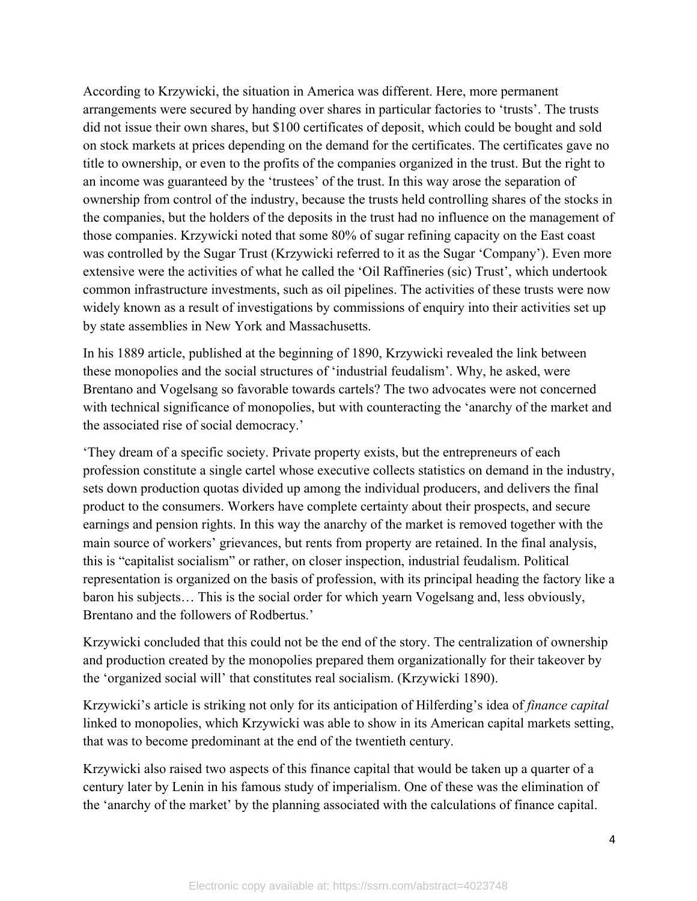According to Krzywicki, the situation in America was different. Here, more permanent arrangements were secured by handing over shares in particular factories to 'trusts'. The trusts did not issue their own shares, but $100 certificates of deposit, which could be bought and sold on stock markets at prices depending on the demand for the certificates. The certificates gave no title to ownership, or even to the profits of the companies organized in the trust. But the right to an income was guaranteed by the 'trustees' of the trust. In this way arose the separation of ownership from control of the industry, because the trusts held controlling shares of the stocks in the companies, but the holders of the deposits in the trust had no influence on the management of those companies. Krzywicki noted that some 80% of sugar refining capacity on the East coast was controlled by the Sugar Trust (Krzywicki referred to it as the Sugar 'Company'). Even more extensive were the activities of what he called the 'Oil Raffineries (sic) Trust', which undertook common infrastructure investments, such as oil pipelines. The activities of these trusts were now widely known as a result of investigations by commissions of enquiry into their activities set up by state assemblies in New York and Massachusetts.

In his 1889 article, published at the beginning of 1890, Krzywicki revealed the link between these monopolies and the social structures of 'industrial feudalism'. Why, he asked, were Brentano and Vogelsang so favorable towards cartels? The two advocates were not concerned with technical significance of monopolies, but with counteracting the 'anarchy of the market and the associated rise of social democracy.'

'They dream of a specific society. Private property exists, but the entrepreneurs of each profession constitute a single cartel whose executive collects statistics on demand in the industry, sets down production quotas divided up among the individual producers, and delivers the final product to the consumers. Workers have complete certainty about their prospects, and secure earnings and pension rights. In this way the anarchy of the market is removed together with the main source of workers' grievances, but rents from property are retained. In the final analysis, this is "capitalist socialism" or rather, on closer inspection, industrial feudalism. Political representation is organized on the basis of profession, with its principal heading the factory like a baron his subjects… This is the social order for which yearn Vogelsang and, less obviously, Brentano and the followers of Rodbertus.'

Krzywicki concluded that this could not be the end of the story. The centralization of ownership and production created by the monopolies prepared them organizationally for their takeover by the 'organized social will' that constitutes real socialism. (Krzywicki 1890).

Krzywicki's article is striking not only for its anticipation of Hilferding's idea of *finance capital* linked to monopolies, which Krzywicki was able to show in its American capital markets setting, that was to become predominant at the end of the twentieth century.

Krzywicki also raised two aspects of this finance capital that would be taken up a quarter of a century later by Lenin in his famous study of imperialism. One of these was the elimination of the 'anarchy of the market' by the planning associated with the calculations of finance capital.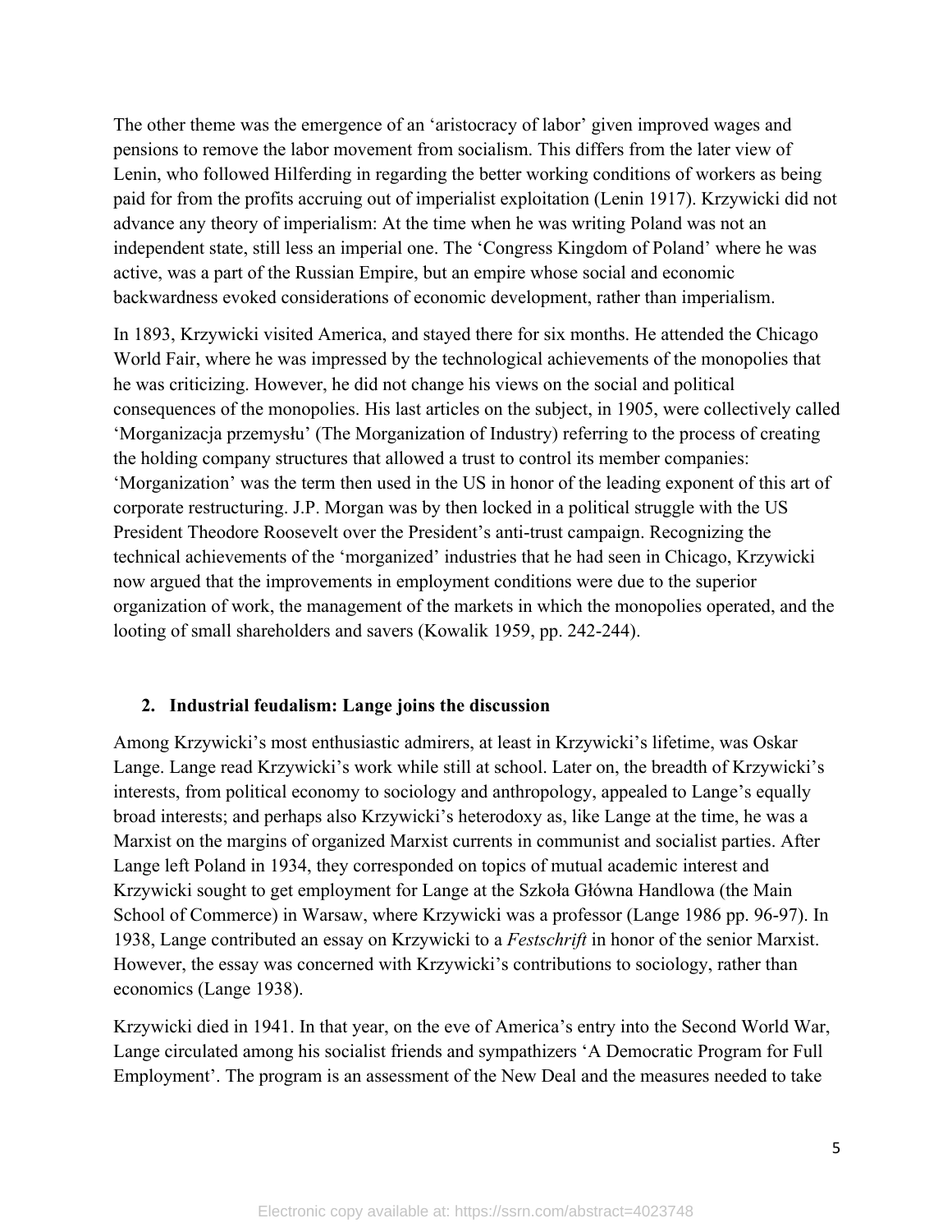The other theme was the emergence of an 'aristocracy of labor' given improved wages and pensions to remove the labor movement from socialism. This differs from the later view of Lenin, who followed Hilferding in regarding the better working conditions of workers as being paid for from the profits accruing out of imperialist exploitation (Lenin 1917). Krzywicki did not advance any theory of imperialism: At the time when he was writing Poland was not an independent state, still less an imperial one. The 'Congress Kingdom of Poland' where he was active, was a part of the Russian Empire, but an empire whose social and economic backwardness evoked considerations of economic development, rather than imperialism.

In 1893, Krzywicki visited America, and stayed there for six months. He attended the Chicago World Fair, where he was impressed by the technological achievements of the monopolies that he was criticizing. However, he did not change his views on the social and political consequences of the monopolies. His last articles on the subject, in 1905, were collectively called 'Morganizacja przemysłu' (The Morganization of Industry) referring to the process of creating the holding company structures that allowed a trust to control its member companies: 'Morganization' was the term then used in the US in honor of the leading exponent of this art of corporate restructuring. J.P. Morgan was by then locked in a political struggle with the US President Theodore Roosevelt over the President's anti-trust campaign. Recognizing the technical achievements of the 'morganized' industries that he had seen in Chicago, Krzywicki now argued that the improvements in employment conditions were due to the superior organization of work, the management of the markets in which the monopolies operated, and the looting of small shareholders and savers (Kowalik 1959, pp. 242-244).

## 2. Industrial feudalism: Lange joins the discussion

Among Krzywicki's most enthusiastic admirers, at least in Krzywicki's lifetime, was Oskar Lange. Lange read Krzywicki's work while still at school. Later on, the breadth of Krzywicki's interests, from political economy to sociology and anthropology, appealed to Lange's equally broad interests; and perhaps also Krzywicki's heterodoxy as, like Lange at the time, he was a Marxist on the margins of organized Marxist currents in communist and socialist parties. After Lange left Poland in 1934, they corresponded on topics of mutual academic interest and Krzywicki sought to get employment for Lange at the Szkoła Główna Handlowa (the Main School of Commerce) in Warsaw, where Krzywicki was a professor (Lange 1986 pp. 96-97). In 1938, Lange contributed an essay on Krzywicki to a *Festschrift* in honor of the senior Marxist. However, the essay was concerned with Krzywicki's contributions to sociology, rather than economics (Lange 1938).

Krzywicki died in 1941. In that year, on the eve of America's entry into the Second World War, Lange circulated among his socialist friends and sympathizers 'A Democratic Program for Full Employment'. The program is an assessment of the New Deal and the measures needed to take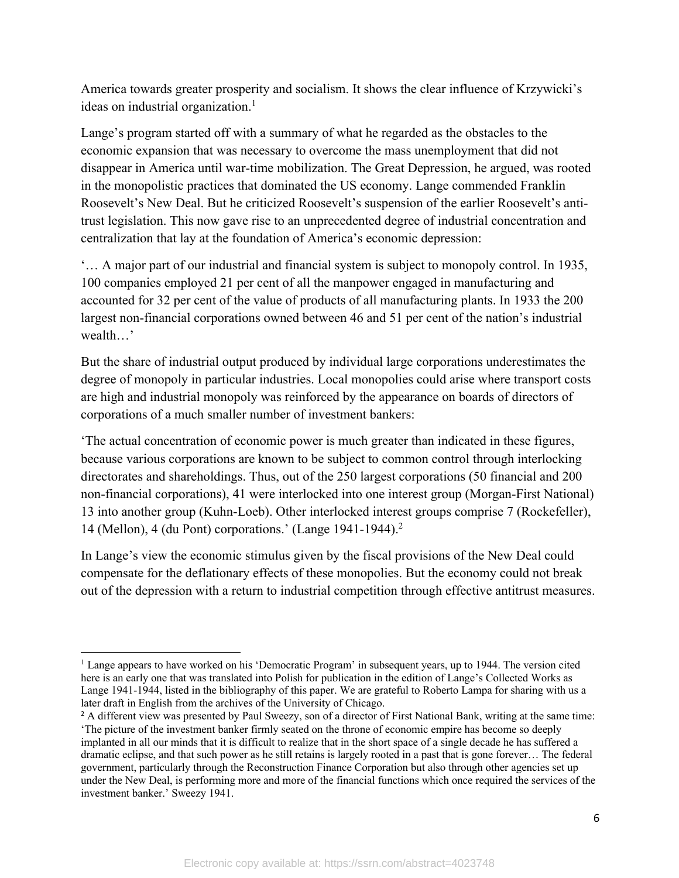America towards greater prosperity and socialism. It shows the clear influence of Krzywicki's ideas on industrial organization.[1]

Lange's program started off with a summary of what he regarded as the obstacles to the economic expansion that was necessary to overcome the mass unemployment that did not disappear in America until war-time mobilization. The Great Depression, he argued, was rooted in the monopolistic practices that dominated the US economy. Lange commended Franklin Roosevelt's New Deal. But he criticized Roosevelt's suspension of the earlier Roosevelt's anti-trust legislation. This now gave rise to an unprecedented degree of industrial concentration and centralization that lay at the foundation of America's economic depression:

'… A major part of our industrial and financial system is subject to monopoly control. In 1935, 100 companies employed 21 per cent of all the manpower engaged in manufacturing and accounted for 32 per cent of the value of products of all manufacturing plants. In 1933 the 200 largest non-financial corporations owned between 46 and 51 per cent of the nation's industrial wealth…'

But the share of industrial output produced by individual large corporations underestimates the degree of monopoly in particular industries. Local monopolies could arise where transport costs are high and industrial monopoly was reinforced by the appearance on boards of directors of corporations of a much smaller number of investment bankers:

'The actual concentration of economic power is much greater than indicated in these figures, because various corporations are known to be subject to common control through interlocking directorates and shareholdings. Thus, out of the 250 largest corporations (50 financial and 200 non-financial corporations), 41 were interlocked into one interest group (Morgan-First National) 13 into another group (Kuhn-Loeb). Other interlocked interest groups comprise 7 (Rockefeller), 14 (Mellon), 4 (du Pont) corporations.' (Lange 1941-1944).[2]

In Lange's view the economic stimulus given by the fiscal provisions of the New Deal could compensate for the deflationary effects of these monopolies. But the economy could not break out of the depression with a return to industrial competition through effective antitrust measures.

---

[1] Lange appears to have worked on his 'Democratic Program' in subsequent years, up to 1944. The version cited here is an early one that was translated into Polish for publication in the edition of Lange's Collected Works as Lange 1941-1944, listed in the bibliography of this paper. We are grateful to Roberto Lampa for sharing with us a later draft in English from the archives of the University of Chicago.

[2] A different view was presented by Paul Sweezy, son of a director of First National Bank, writing at the same time: 'The picture of the investment banker firmly seated on the throne of economic empire has become so deeply implanted in all our minds that it is difficult to realize that in the short space of a single decade he has suffered a dramatic eclipse, and that such power as he still retains is largely rooted in a past that is gone forever… The federal government, particularly through the Reconstruction Finance Corporation but also through other agencies set up under the New Deal, is performing more and more of the financial functions which once required the services of the investment banker.' Sweezy 1941.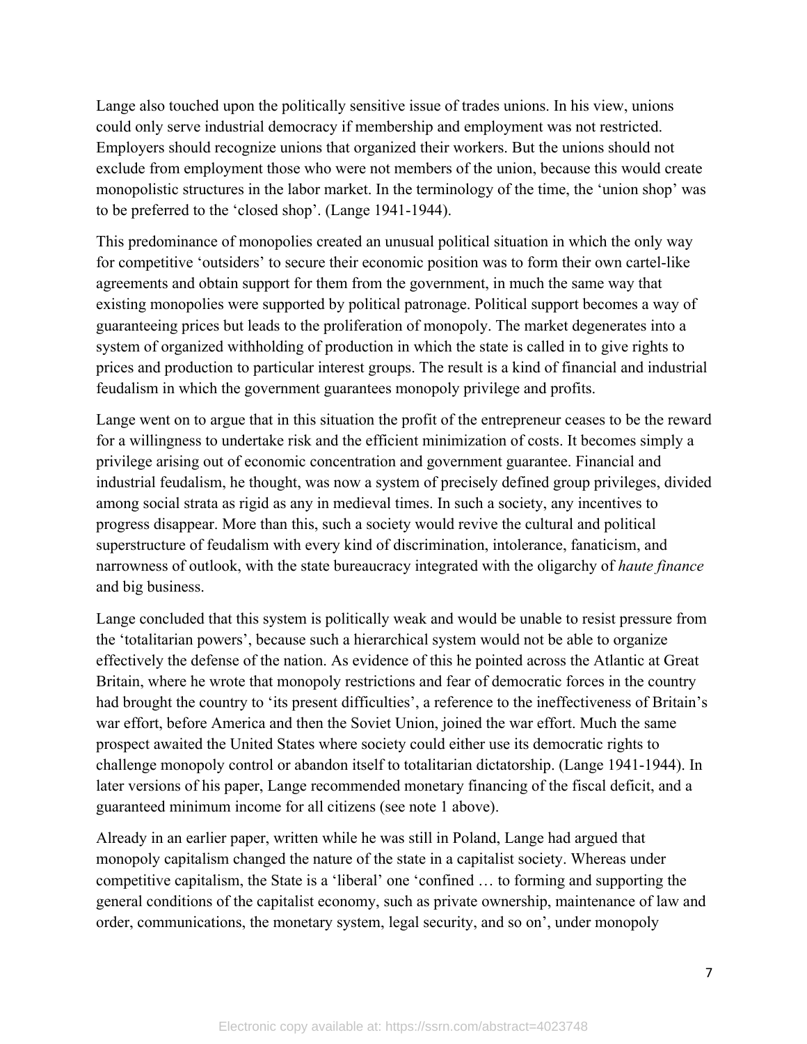Lange also touched upon the politically sensitive issue of trades unions. In his view, unions could only serve industrial democracy if membership and employment was not restricted. Employers should recognize unions that organized their workers. But the unions should not exclude from employment those who were not members of the union, because this would create monopolistic structures in the labor market. In the terminology of the time, the 'union shop' was to be preferred to the 'closed shop'. (Lange 1941-1944).

This predominance of monopolies created an unusual political situation in which the only way for competitive 'outsiders' to secure their economic position was to form their own cartel-like agreements and obtain support for them from the government, in much the same way that existing monopolies were supported by political patronage. Political support becomes a way of guaranteeing prices but leads to the proliferation of monopoly. The market degenerates into a system of organized withholding of production in which the state is called in to give rights to prices and production to particular interest groups. The result is a kind of financial and industrial feudalism in which the government guarantees monopoly privilege and profits.

Lange went on to argue that in this situation the profit of the entrepreneur ceases to be the reward for a willingness to undertake risk and the efficient minimization of costs. It becomes simply a privilege arising out of economic concentration and government guarantee. Financial and industrial feudalism, he thought, was now a system of precisely defined group privileges, divided among social strata as rigid as any in medieval times. In such a society, any incentives to progress disappear. More than this, such a society would revive the cultural and political superstructure of feudalism with every kind of discrimination, intolerance, fanaticism, and narrowness of outlook, with the state bureaucracy integrated with the oligarchy of *haute finance* and big business.

Lange concluded that this system is politically weak and would be unable to resist pressure from the 'totalitarian powers', because such a hierarchical system would not be able to organize effectively the defense of the nation. As evidence of this he pointed across the Atlantic at Great Britain, where he wrote that monopoly restrictions and fear of democratic forces in the country had brought the country to 'its present difficulties', a reference to the ineffectiveness of Britain's war effort, before America and then the Soviet Union, joined the war effort. Much the same prospect awaited the United States where society could either use its democratic rights to challenge monopoly control or abandon itself to totalitarian dictatorship. (Lange 1941-1944). In later versions of his paper, Lange recommended monetary financing of the fiscal deficit, and a guaranteed minimum income for all citizens (see note 1 above).

Already in an earlier paper, written while he was still in Poland, Lange had argued that monopoly capitalism changed the nature of the state in a capitalist society. Whereas under competitive capitalism, the State is a 'liberal' one 'confined … to forming and supporting the general conditions of the capitalist economy, such as private ownership, maintenance of law and order, communications, the monetary system, legal security, and so on', under monopoly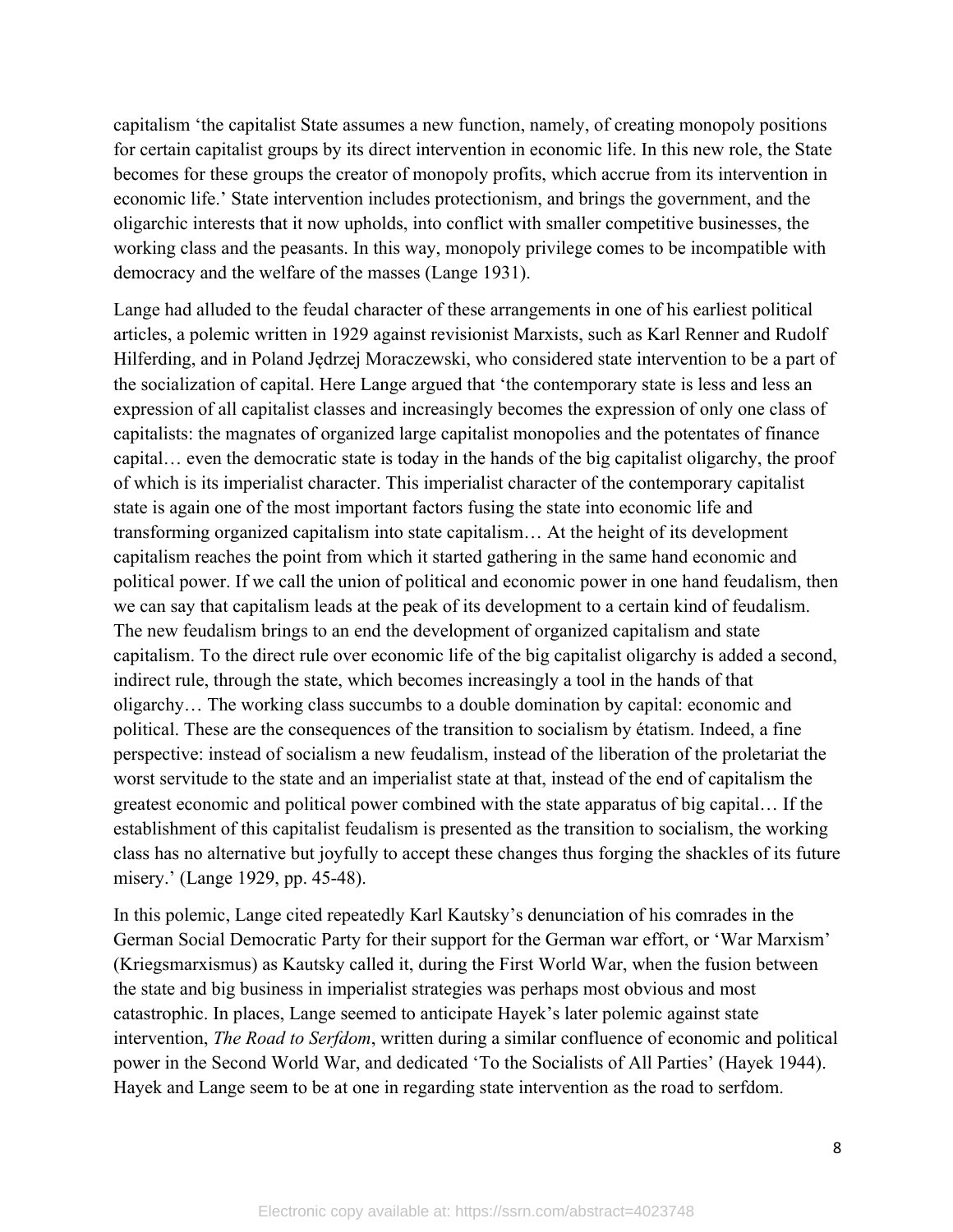capitalism ‘the capitalist State assumes a new function, namely, of creating monopoly positions for certain capitalist groups by its direct intervention in economic life. In this new role, the State becomes for these groups the creator of monopoly profits, which accrue from its intervention in economic life.’ State intervention includes protectionism, and brings the government, and the oligarchic interests that it now upholds, into conflict with smaller competitive businesses, the working class and the peasants. In this way, monopoly privilege comes to be incompatible with democracy and the welfare of the masses (Lange 1931).

Lange had alluded to the feudal character of these arrangements in one of his earliest political articles, a polemic written in 1929 against revisionist Marxists, such as Karl Renner and Rudolf Hilferding, and in Poland Jędrzej Moraczewski, who considered state intervention to be a part of the socialization of capital. Here Lange argued that ‘the contemporary state is less and less an expression of all capitalist classes and increasingly becomes the expression of only one class of capitalists: the magnates of organized large capitalist monopolies and the potentates of finance capital… even the democratic state is today in the hands of the big capitalist oligarchy, the proof of which is its imperialist character. This imperialist character of the contemporary capitalist state is again one of the most important factors fusing the state into economic life and transforming organized capitalism into state capitalism… At the height of its development capitalism reaches the point from which it started gathering in the same hand economic and political power. If we call the union of political and economic power in one hand feudalism, then we can say that capitalism leads at the peak of its development to a certain kind of feudalism. The new feudalism brings to an end the development of organized capitalism and state capitalism. To the direct rule over economic life of the big capitalist oligarchy is added a second, indirect rule, through the state, which becomes increasingly a tool in the hands of that oligarchy… The working class succumbs to a double domination by capital: economic and political. These are the consequences of the transition to socialism by étatism. Indeed, a fine perspective: instead of socialism a new feudalism, instead of the liberation of the proletariat the worst servitude to the state and an imperialist state at that, instead of the end of capitalism the greatest economic and political power combined with the state apparatus of big capital… If the establishment of this capitalist feudalism is presented as the transition to socialism, the working class has no alternative but joyfully to accept these changes thus forging the shackles of its future misery.’ (Lange 1929, pp. 45-48).

In this polemic, Lange cited repeatedly Karl Kautsky’s denunciation of his comrades in the German Social Democratic Party for their support for the German war effort, or ‘War Marxism’ (Kriegsmarxismus) as Kautsky called it, during the First World War, when the fusion between the state and big business in imperialist strategies was perhaps most obvious and most catastrophic. In places, Lange seemed to anticipate Hayek’s later polemic against state intervention, *The Road to Serfdom*, written during a similar confluence of economic and political power in the Second World War, and dedicated ‘To the Socialists of All Parties’ (Hayek 1944). Hayek and Lange seem to be at one in regarding state intervention as the road to serfdom.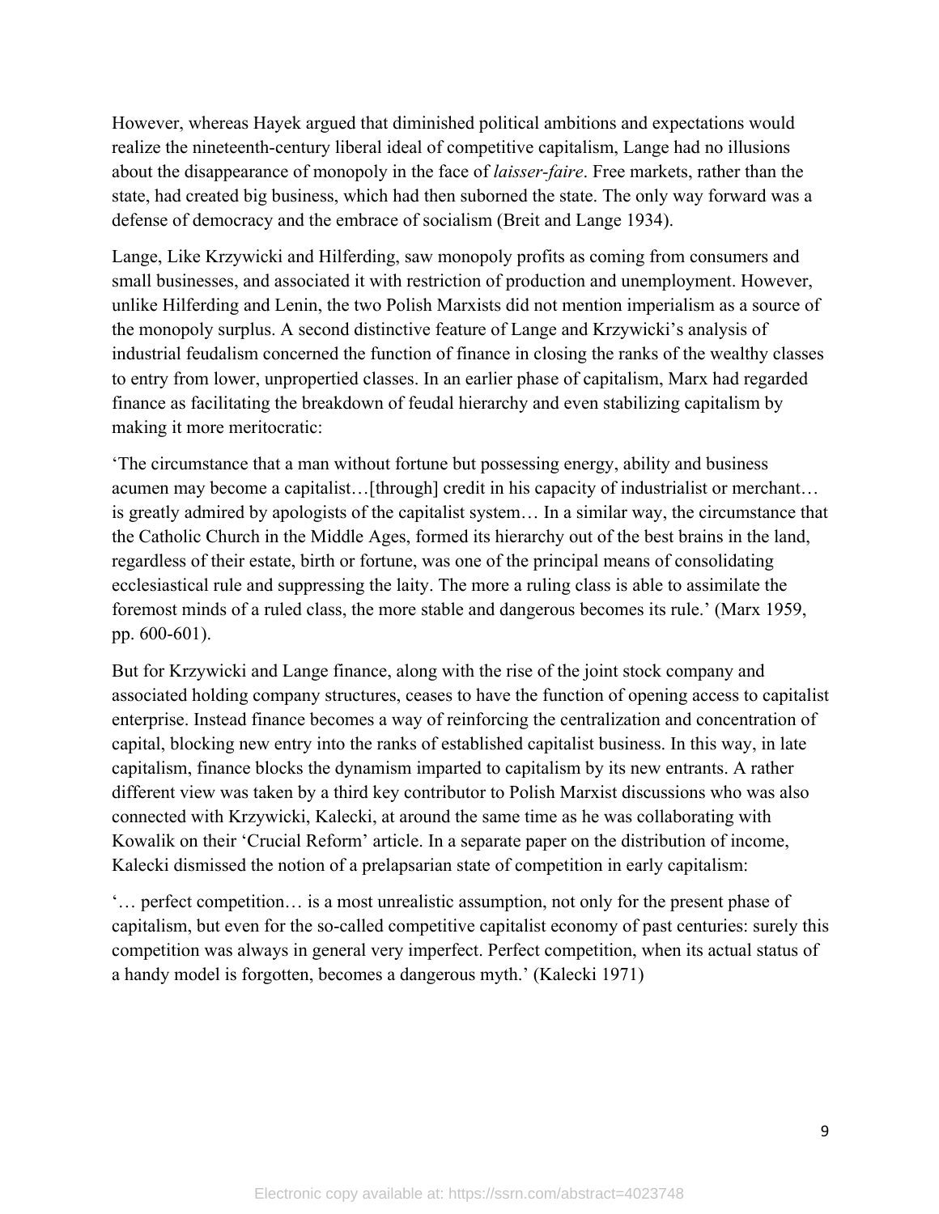However, whereas Hayek argued that diminished political ambitions and expectations would realize the nineteenth-century liberal ideal of competitive capitalism, Lange had no illusions about the disappearance of monopoly in the face of *laisser-faire*. Free markets, rather than the state, had created big business, which had then suborned the state. The only way forward was a defense of democracy and the embrace of socialism (Breit and Lange 1934).

Lange, Like Krzywicki and Hilferding, saw monopoly profits as coming from consumers and small businesses, and associated it with restriction of production and unemployment. However, unlike Hilferding and Lenin, the two Polish Marxists did not mention imperialism as a source of the monopoly surplus. A second distinctive feature of Lange and Krzywicki's analysis of industrial feudalism concerned the function of finance in closing the ranks of the wealthy classes to entry from lower, unpropertied classes. In an earlier phase of capitalism, Marx had regarded finance as facilitating the breakdown of feudal hierarchy and even stabilizing capitalism by making it more meritocratic:

'The circumstance that a man without fortune but possessing energy, ability and business acumen may become a capitalist…[through] credit in his capacity of industrialist or merchant… is greatly admired by apologists of the capitalist system… In a similar way, the circumstance that the Catholic Church in the Middle Ages, formed its hierarchy out of the best brains in the land, regardless of their estate, birth or fortune, was one of the principal means of consolidating ecclesiastical rule and suppressing the laity. The more a ruling class is able to assimilate the foremost minds of a ruled class, the more stable and dangerous becomes its rule.' (Marx 1959, pp. 600-601).

But for Krzywicki and Lange finance, along with the rise of the joint stock company and associated holding company structures, ceases to have the function of opening access to capitalist enterprise. Instead finance becomes a way of reinforcing the centralization and concentration of capital, blocking new entry into the ranks of established capitalist business. In this way, in late capitalism, finance blocks the dynamism imparted to capitalism by its new entrants. A rather different view was taken by a third key contributor to Polish Marxist discussions who was also connected with Krzywicki, Kalecki, at around the same time as he was collaborating with Kowalik on their 'Crucial Reform' article. In a separate paper on the distribution of income, Kalecki dismissed the notion of a prelapsarian state of competition in early capitalism:

'… perfect competition… is a most unrealistic assumption, not only for the present phase of capitalism, but even for the so-called competitive capitalist economy of past centuries: surely this competition was always in general very imperfect. Perfect competition, when its actual status of a handy model is forgotten, becomes a dangerous myth.' (Kalecki 1971)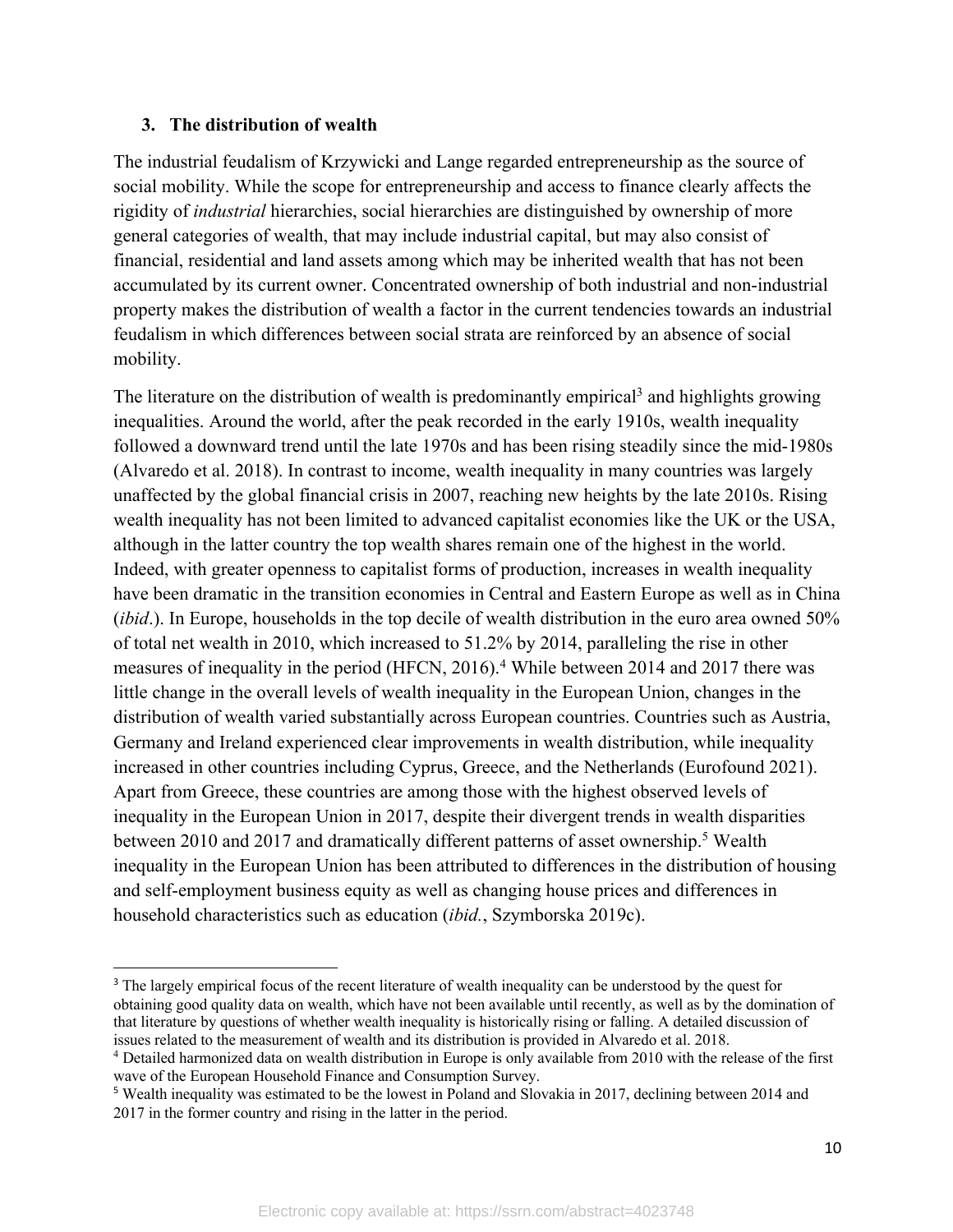### 3. The distribution of wealth

The industrial feudalism of Krzywicki and Lange regarded entrepreneurship as the source of social mobility. While the scope for entrepreneurship and access to finance clearly affects the rigidity of *industrial* hierarchies, social hierarchies are distinguished by ownership of more general categories of wealth, that may include industrial capital, but may also consist of financial, residential and land assets among which may be inherited wealth that has not been accumulated by its current owner. Concentrated ownership of both industrial and non-industrial property makes the distribution of wealth a factor in the current tendencies towards an industrial feudalism in which differences between social strata are reinforced by an absence of social mobility.

The literature on the distribution of wealth is predominantly empirical[3] and highlights growing inequalities. Around the world, after the peak recorded in the early 1910s, wealth inequality followed a downward trend until the late 1970s and has been rising steadily since the mid-1980s (Alvaredo et al. 2018). In contrast to income, wealth inequality in many countries was largely unaffected by the global financial crisis in 2007, reaching new heights by the late 2010s. Rising wealth inequality has not been limited to advanced capitalist economies like the UK or the USA, although in the latter country the top wealth shares remain one of the highest in the world. Indeed, with greater openness to capitalist forms of production, increases in wealth inequality have been dramatic in the transition economies in Central and Eastern Europe as well as in China (*ibid*.). In Europe, households in the top decile of wealth distribution in the euro area owned 50% of total net wealth in 2010, which increased to 51.2% by 2014, paralleling the rise in other measures of inequality in the period (HFCN, 2016).[4] While between 2014 and 2017 there was little change in the overall levels of wealth inequality in the European Union, changes in the distribution of wealth varied substantially across European countries. Countries such as Austria, Germany and Ireland experienced clear improvements in wealth distribution, while inequality increased in other countries including Cyprus, Greece, and the Netherlands (Eurofound 2021). Apart from Greece, these countries are among those with the highest observed levels of inequality in the European Union in 2017, despite their divergent trends in wealth disparities between 2010 and 2017 and dramatically different patterns of asset ownership.[5] Wealth inequality in the European Union has been attributed to differences in the distribution of housing and self-employment business equity as well as changing house prices and differences in household characteristics such as education (*ibid.*, Szymborska 2019c).

---

[3] The largely empirical focus of the recent literature of wealth inequality can be understood by the quest for obtaining good quality data on wealth, which have not been available until recently, as well as by the domination of that literature by questions of whether wealth inequality is historically rising or falling. A detailed discussion of issues related to the measurement of wealth and its distribution is provided in Alvaredo et al. 2018.

[4] Detailed harmonized data on wealth distribution in Europe is only available from 2010 with the release of the first wave of the European Household Finance and Consumption Survey.

[5] Wealth inequality was estimated to be the lowest in Poland and Slovakia in 2017, declining between 2014 and 2017 in the former country and rising in the latter in the period.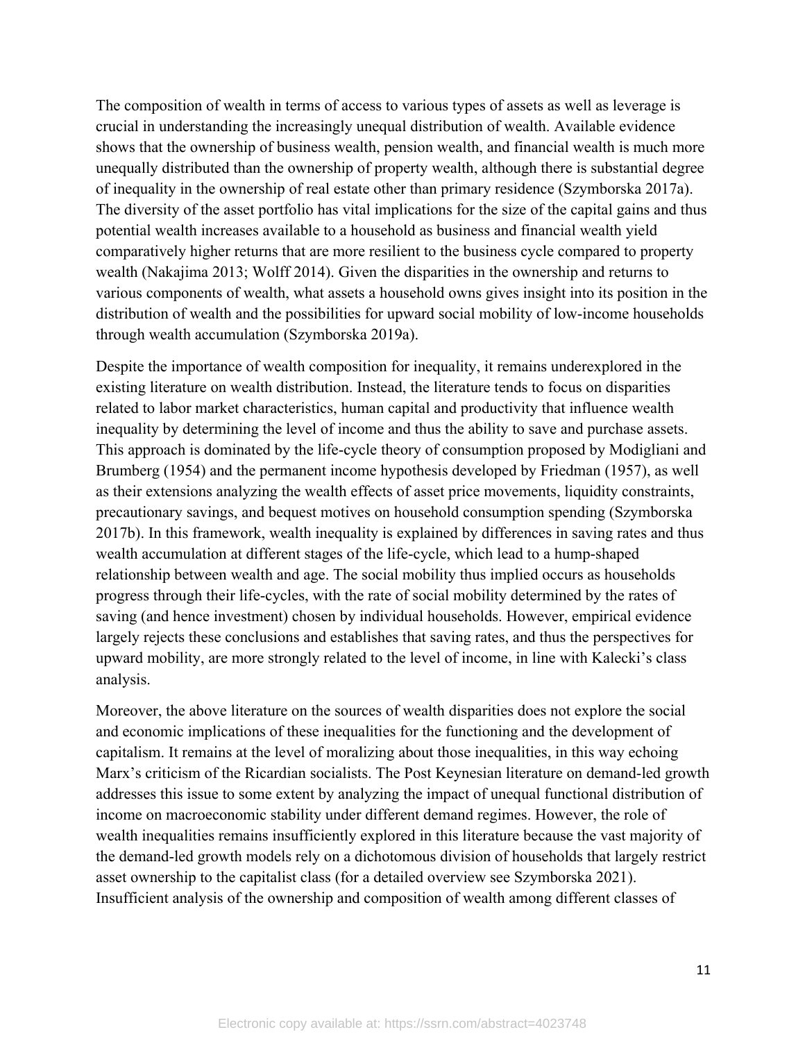The composition of wealth in terms of access to various types of assets as well as leverage is crucial in understanding the increasingly unequal distribution of wealth. Available evidence shows that the ownership of business wealth, pension wealth, and financial wealth is much more unequally distributed than the ownership of property wealth, although there is substantial degree of inequality in the ownership of real estate other than primary residence (Szymborska 2017a). The diversity of the asset portfolio has vital implications for the size of the capital gains and thus potential wealth increases available to a household as business and financial wealth yield comparatively higher returns that are more resilient to the business cycle compared to property wealth (Nakajima 2013; Wolff 2014). Given the disparities in the ownership and returns to various components of wealth, what assets a household owns gives insight into its position in the distribution of wealth and the possibilities for upward social mobility of low-income households through wealth accumulation (Szymborska 2019a).

Despite the importance of wealth composition for inequality, it remains underexplored in the existing literature on wealth distribution. Instead, the literature tends to focus on disparities related to labor market characteristics, human capital and productivity that influence wealth inequality by determining the level of income and thus the ability to save and purchase assets. This approach is dominated by the life-cycle theory of consumption proposed by Modigliani and Brumberg (1954) and the permanent income hypothesis developed by Friedman (1957), as well as their extensions analyzing the wealth effects of asset price movements, liquidity constraints, precautionary savings, and bequest motives on household consumption spending (Szymborska 2017b). In this framework, wealth inequality is explained by differences in saving rates and thus wealth accumulation at different stages of the life-cycle, which lead to a hump-shaped relationship between wealth and age. The social mobility thus implied occurs as households progress through their life-cycles, with the rate of social mobility determined by the rates of saving (and hence investment) chosen by individual households. However, empirical evidence largely rejects these conclusions and establishes that saving rates, and thus the perspectives for upward mobility, are more strongly related to the level of income, in line with Kalecki's class analysis.

Moreover, the above literature on the sources of wealth disparities does not explore the social and economic implications of these inequalities for the functioning and the development of capitalism. It remains at the level of moralizing about those inequalities, in this way echoing Marx's criticism of the Ricardian socialists. The Post Keynesian literature on demand-led growth addresses this issue to some extent by analyzing the impact of unequal functional distribution of income on macroeconomic stability under different demand regimes. However, the role of wealth inequalities remains insufficiently explored in this literature because the vast majority of the demand-led growth models rely on a dichotomous division of households that largely restrict asset ownership to the capitalist class (for a detailed overview see Szymborska 2021). Insufficient analysis of the ownership and composition of wealth among different classes of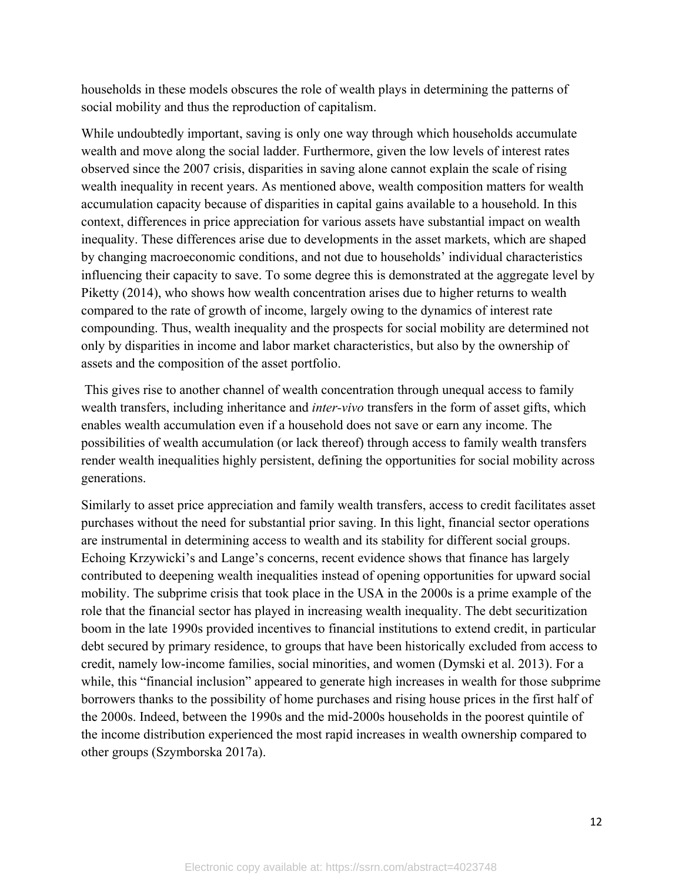households in these models obscures the role of wealth plays in determining the patterns of social mobility and thus the reproduction of capitalism.

While undoubtedly important, saving is only one way through which households accumulate wealth and move along the social ladder. Furthermore, given the low levels of interest rates observed since the 2007 crisis, disparities in saving alone cannot explain the scale of rising wealth inequality in recent years. As mentioned above, wealth composition matters for wealth accumulation capacity because of disparities in capital gains available to a household. In this context, differences in price appreciation for various assets have substantial impact on wealth inequality. These differences arise due to developments in the asset markets, which are shaped by changing macroeconomic conditions, and not due to households' individual characteristics influencing their capacity to save. To some degree this is demonstrated at the aggregate level by Piketty (2014), who shows how wealth concentration arises due to higher returns to wealth compared to the rate of growth of income, largely owing to the dynamics of interest rate compounding. Thus, wealth inequality and the prospects for social mobility are determined not only by disparities in income and labor market characteristics, but also by the ownership of assets and the composition of the asset portfolio.

This gives rise to another channel of wealth concentration through unequal access to family wealth transfers, including inheritance and *inter-vivo* transfers in the form of asset gifts, which enables wealth accumulation even if a household does not save or earn any income. The possibilities of wealth accumulation (or lack thereof) through access to family wealth transfers render wealth inequalities highly persistent, defining the opportunities for social mobility across generations.

Similarly to asset price appreciation and family wealth transfers, access to credit facilitates asset purchases without the need for substantial prior saving. In this light, financial sector operations are instrumental in determining access to wealth and its stability for different social groups. Echoing Krzywicki's and Lange's concerns, recent evidence shows that finance has largely contributed to deepening wealth inequalities instead of opening opportunities for upward social mobility. The subprime crisis that took place in the USA in the 2000s is a prime example of the role that the financial sector has played in increasing wealth inequality. The debt securitization boom in the late 1990s provided incentives to financial institutions to extend credit, in particular debt secured by primary residence, to groups that have been historically excluded from access to credit, namely low-income families, social minorities, and women (Dymski et al. 2013). For a while, this "financial inclusion" appeared to generate high increases in wealth for those subprime borrowers thanks to the possibility of home purchases and rising house prices in the first half of the 2000s. Indeed, between the 1990s and the mid-2000s households in the poorest quintile of the income distribution experienced the most rapid increases in wealth ownership compared to other groups (Szymborska 2017a).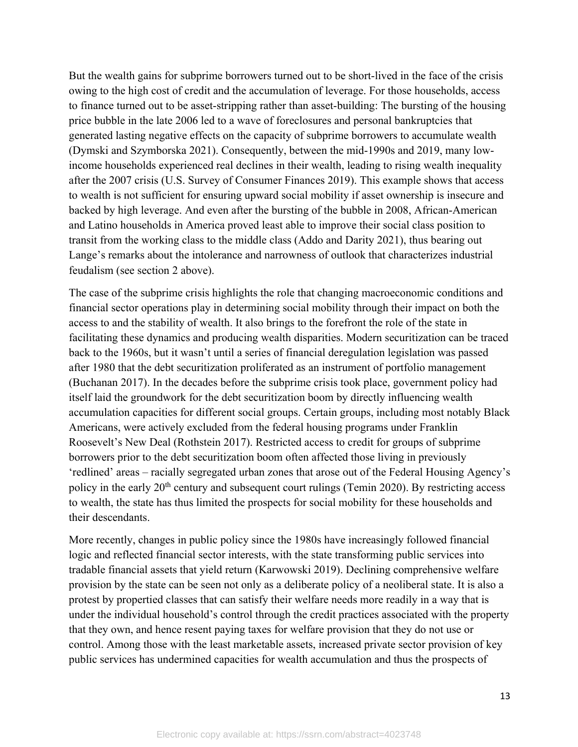But the wealth gains for subprime borrowers turned out to be short-lived in the face of the crisis owing to the high cost of credit and the accumulation of leverage. For those households, access to finance turned out to be asset-stripping rather than asset-building: The bursting of the housing price bubble in the late 2006 led to a wave of foreclosures and personal bankruptcies that generated lasting negative effects on the capacity of subprime borrowers to accumulate wealth (Dymski and Szymborska 2021). Consequently, between the mid-1990s and 2019, many low-income households experienced real declines in their wealth, leading to rising wealth inequality after the 2007 crisis (U.S. Survey of Consumer Finances 2019). This example shows that access to wealth is not sufficient for ensuring upward social mobility if asset ownership is insecure and backed by high leverage. And even after the bursting of the bubble in 2008, African-American and Latino households in America proved least able to improve their social class position to transit from the working class to the middle class (Addo and Darity 2021), thus bearing out Lange's remarks about the intolerance and narrowness of outlook that characterizes industrial feudalism (see section 2 above).

The case of the subprime crisis highlights the role that changing macroeconomic conditions and financial sector operations play in determining social mobility through their impact on both the access to and the stability of wealth. It also brings to the forefront the role of the state in facilitating these dynamics and producing wealth disparities. Modern securitization can be traced back to the 1960s, but it wasn't until a series of financial deregulation legislation was passed after 1980 that the debt securitization proliferated as an instrument of portfolio management (Buchanan 2017). In the decades before the subprime crisis took place, government policy had itself laid the groundwork for the debt securitization boom by directly influencing wealth accumulation capacities for different social groups. Certain groups, including most notably Black Americans, were actively excluded from the federal housing programs under Franklin Roosevelt's New Deal (Rothstein 2017). Restricted access to credit for groups of subprime borrowers prior to the debt securitization boom often affected those living in previously 'redlined' areas – racially segregated urban zones that arose out of the Federal Housing Agency's policy in the early 20th century and subsequent court rulings (Temin 2020). By restricting access to wealth, the state has thus limited the prospects for social mobility for these households and their descendants.

More recently, changes in public policy since the 1980s have increasingly followed financial logic and reflected financial sector interests, with the state transforming public services into tradable financial assets that yield return (Karwowski 2019). Declining comprehensive welfare provision by the state can be seen not only as a deliberate policy of a neoliberal state. It is also a protest by propertied classes that can satisfy their welfare needs more readily in a way that is under the individual household's control through the credit practices associated with the property that they own, and hence resent paying taxes for welfare provision that they do not use or control. Among those with the least marketable assets, increased private sector provision of key public services has undermined capacities for wealth accumulation and thus the prospects of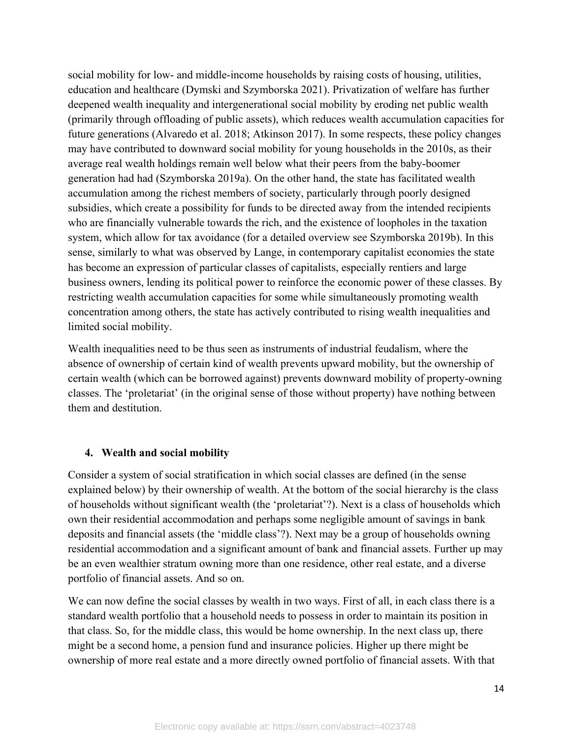social mobility for low- and middle-income households by raising costs of housing, utilities, education and healthcare (Dymski and Szymborska 2021). Privatization of welfare has further deepened wealth inequality and intergenerational social mobility by eroding net public wealth (primarily through offloading of public assets), which reduces wealth accumulation capacities for future generations (Alvaredo et al. 2018; Atkinson 2017). In some respects, these policy changes may have contributed to downward social mobility for young households in the 2010s, as their average real wealth holdings remain well below what their peers from the baby-boomer generation had had (Szymborska 2019a). On the other hand, the state has facilitated wealth accumulation among the richest members of society, particularly through poorly designed subsidies, which create a possibility for funds to be directed away from the intended recipients who are financially vulnerable towards the rich, and the existence of loopholes in the taxation system, which allow for tax avoidance (for a detailed overview see Szymborska 2019b). In this sense, similarly to what was observed by Lange, in contemporary capitalist economies the state has become an expression of particular classes of capitalists, especially rentiers and large business owners, lending its political power to reinforce the economic power of these classes. By restricting wealth accumulation capacities for some while simultaneously promoting wealth concentration among others, the state has actively contributed to rising wealth inequalities and limited social mobility.

Wealth inequalities need to be thus seen as instruments of industrial feudalism, where the absence of ownership of certain kind of wealth prevents upward mobility, but the ownership of certain wealth (which can be borrowed against) prevents downward mobility of property-owning classes. The 'proletariat' (in the original sense of those without property) have nothing between them and destitution.

## 4. Wealth and social mobility

Consider a system of social stratification in which social classes are defined (in the sense explained below) by their ownership of wealth. At the bottom of the social hierarchy is the class of households without significant wealth (the 'proletariat'?). Next is a class of households which own their residential accommodation and perhaps some negligible amount of savings in bank deposits and financial assets (the 'middle class'?). Next may be a group of households owning residential accommodation and a significant amount of bank and financial assets. Further up may be an even wealthier stratum owning more than one residence, other real estate, and a diverse portfolio of financial assets. And so on.

We can now define the social classes by wealth in two ways. First of all, in each class there is a standard wealth portfolio that a household needs to possess in order to maintain its position in that class. So, for the middle class, this would be home ownership. In the next class up, there might be a second home, a pension fund and insurance policies. Higher up there might be ownership of more real estate and a more directly owned portfolio of financial assets. With that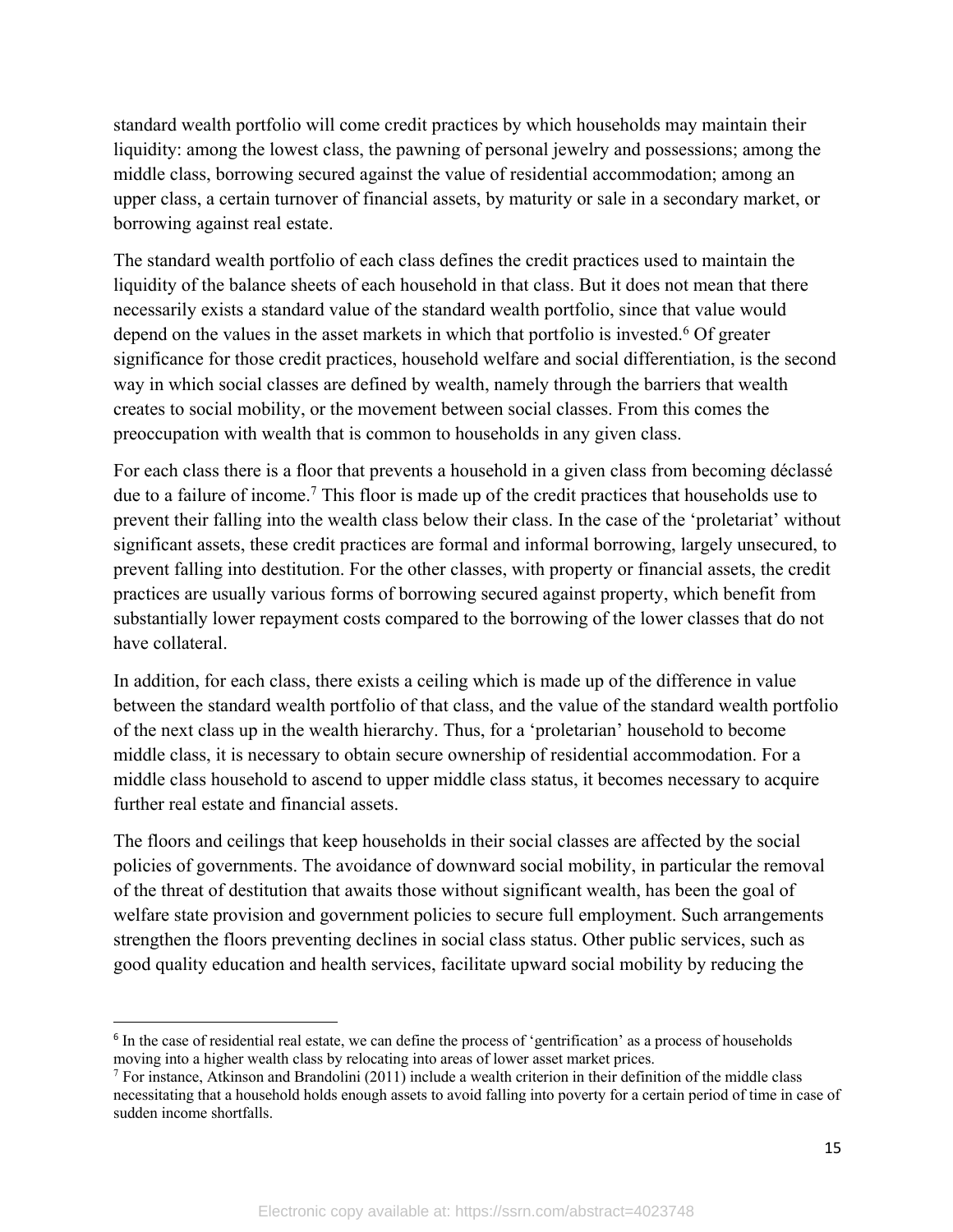standard wealth portfolio will come credit practices by which households may maintain their liquidity: among the lowest class, the pawning of personal jewelry and possessions; among the middle class, borrowing secured against the value of residential accommodation; among an upper class, a certain turnover of financial assets, by maturity or sale in a secondary market, or borrowing against real estate.

The standard wealth portfolio of each class defines the credit practices used to maintain the liquidity of the balance sheets of each household in that class. But it does not mean that there necessarily exists a standard value of the standard wealth portfolio, since that value would depend on the values in the asset markets in which that portfolio is invested.[6] Of greater significance for those credit practices, household welfare and social differentiation, is the second way in which social classes are defined by wealth, namely through the barriers that wealth creates to social mobility, or the movement between social classes. From this comes the preoccupation with wealth that is common to households in any given class.

For each class there is a floor that prevents a household in a given class from becoming déclassé due to a failure of income.[7] This floor is made up of the credit practices that households use to prevent their falling into the wealth class below their class. In the case of the 'proletariat' without significant assets, these credit practices are formal and informal borrowing, largely unsecured, to prevent falling into destitution. For the other classes, with property or financial assets, the credit practices are usually various forms of borrowing secured against property, which benefit from substantially lower repayment costs compared to the borrowing of the lower classes that do not have collateral.

In addition, for each class, there exists a ceiling which is made up of the difference in value between the standard wealth portfolio of that class, and the value of the standard wealth portfolio of the next class up in the wealth hierarchy. Thus, for a 'proletarian' household to become middle class, it is necessary to obtain secure ownership of residential accommodation. For a middle class household to ascend to upper middle class status, it becomes necessary to acquire further real estate and financial assets.

The floors and ceilings that keep households in their social classes are affected by the social policies of governments. The avoidance of downward social mobility, in particular the removal of the threat of destitution that awaits those without significant wealth, has been the goal of welfare state provision and government policies to secure full employment. Such arrangements strengthen the floors preventing declines in social class status. Other public services, such as good quality education and health services, facilitate upward social mobility by reducing the

---

[6] In the case of residential real estate, we can define the process of 'gentrification' as a process of households moving into a higher wealth class by relocating into areas of lower asset market prices.

[7] For instance, Atkinson and Brandolini (2011) include a wealth criterion in their definition of the middle class necessitating that a household holds enough assets to avoid falling into poverty for a certain period of time in case of sudden income shortfalls.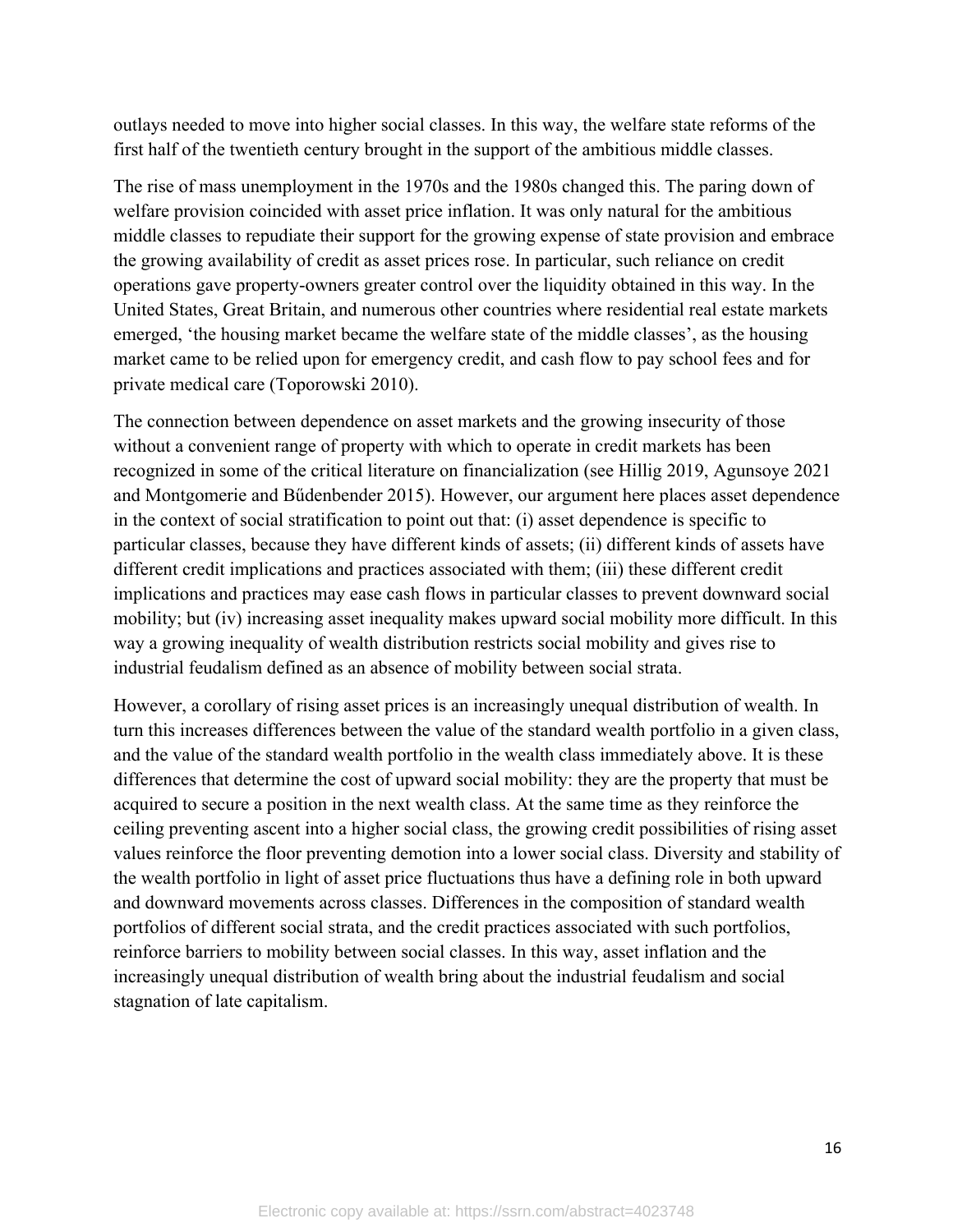outlays needed to move into higher social classes. In this way, the welfare state reforms of the first half of the twentieth century brought in the support of the ambitious middle classes.

The rise of mass unemployment in the 1970s and the 1980s changed this. The paring down of welfare provision coincided with asset price inflation. It was only natural for the ambitious middle classes to repudiate their support for the growing expense of state provision and embrace the growing availability of credit as asset prices rose. In particular, such reliance on credit operations gave property-owners greater control over the liquidity obtained in this way. In the United States, Great Britain, and numerous other countries where residential real estate markets emerged, 'the housing market became the welfare state of the middle classes', as the housing market came to be relied upon for emergency credit, and cash flow to pay school fees and for private medical care (Toporowski 2010).

The connection between dependence on asset markets and the growing insecurity of those without a convenient range of property with which to operate in credit markets has been recognized in some of the critical literature on financialization (see Hillig 2019, Agunsoye 2021 and Montgomerie and Bűdenbender 2015). However, our argument here places asset dependence in the context of social stratification to point out that: (i) asset dependence is specific to particular classes, because they have different kinds of assets; (ii) different kinds of assets have different credit implications and practices associated with them; (iii) these different credit implications and practices may ease cash flows in particular classes to prevent downward social mobility; but (iv) increasing asset inequality makes upward social mobility more difficult. In this way a growing inequality of wealth distribution restricts social mobility and gives rise to industrial feudalism defined as an absence of mobility between social strata.

However, a corollary of rising asset prices is an increasingly unequal distribution of wealth. In turn this increases differences between the value of the standard wealth portfolio in a given class, and the value of the standard wealth portfolio in the wealth class immediately above. It is these differences that determine the cost of upward social mobility: they are the property that must be acquired to secure a position in the next wealth class. At the same time as they reinforce the ceiling preventing ascent into a higher social class, the growing credit possibilities of rising asset values reinforce the floor preventing demotion into a lower social class. Diversity and stability of the wealth portfolio in light of asset price fluctuations thus have a defining role in both upward and downward movements across classes. Differences in the composition of standard wealth portfolios of different social strata, and the credit practices associated with such portfolios, reinforce barriers to mobility between social classes. In this way, asset inflation and the increasingly unequal distribution of wealth bring about the industrial feudalism and social stagnation of late capitalism.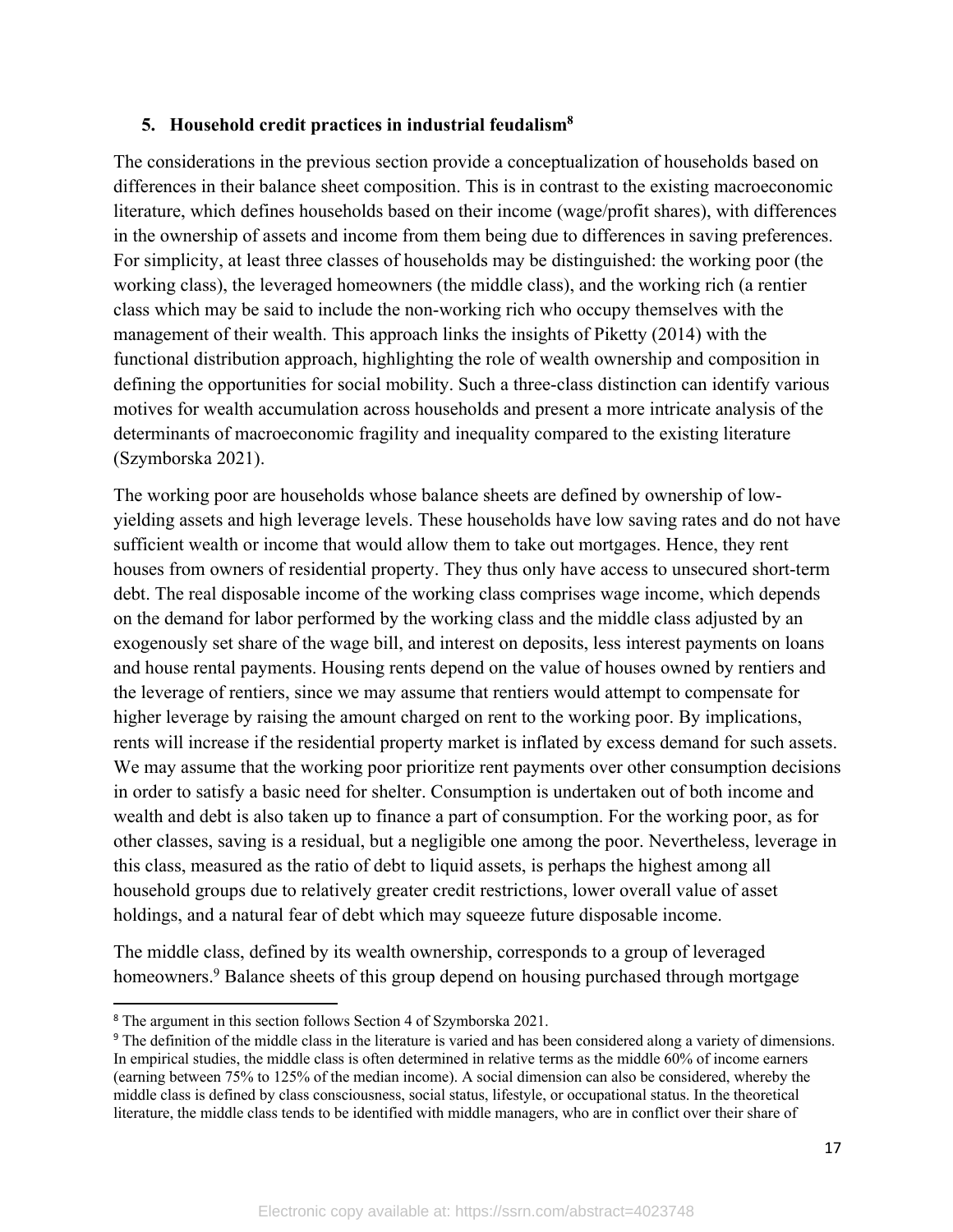## 5. Household credit practices in industrial feudalism[8]

The considerations in the previous section provide a conceptualization of households based on differences in their balance sheet composition. This is in contrast to the existing macroeconomic literature, which defines households based on their income (wage/profit shares), with differences in the ownership of assets and income from them being due to differences in saving preferences. For simplicity, at least three classes of households may be distinguished: the working poor (the working class), the leveraged homeowners (the middle class), and the working rich (a rentier class which may be said to include the non-working rich who occupy themselves with the management of their wealth. This approach links the insights of Piketty (2014) with the functional distribution approach, highlighting the role of wealth ownership and composition in defining the opportunities for social mobility. Such a three-class distinction can identify various motives for wealth accumulation across households and present a more intricate analysis of the determinants of macroeconomic fragility and inequality compared to the existing literature (Szymborska 2021).

The working poor are households whose balance sheets are defined by ownership of low-yielding assets and high leverage levels. These households have low saving rates and do not have sufficient wealth or income that would allow them to take out mortgages. Hence, they rent houses from owners of residential property. They thus only have access to unsecured short-term debt. The real disposable income of the working class comprises wage income, which depends on the demand for labor performed by the working class and the middle class adjusted by an exogenously set share of the wage bill, and interest on deposits, less interest payments on loans and house rental payments. Housing rents depend on the value of houses owned by rentiers and the leverage of rentiers, since we may assume that rentiers would attempt to compensate for higher leverage by raising the amount charged on rent to the working poor. By implications, rents will increase if the residential property market is inflated by excess demand for such assets. We may assume that the working poor prioritize rent payments over other consumption decisions in order to satisfy a basic need for shelter. Consumption is undertaken out of both income and wealth and debt is also taken up to finance a part of consumption. For the working poor, as for other classes, saving is a residual, but a negligible one among the poor. Nevertheless, leverage in this class, measured as the ratio of debt to liquid assets, is perhaps the highest among all household groups due to relatively greater credit restrictions, lower overall value of asset holdings, and a natural fear of debt which may squeeze future disposable income.

The middle class, defined by its wealth ownership, corresponds to a group of leveraged homeowners.[9] Balance sheets of this group depend on housing purchased through mortgage

[8] The argument in this section follows Section 4 of Szymborska 2021.

[9] The definition of the middle class in the literature is varied and has been considered along a variety of dimensions. In empirical studies, the middle class is often determined in relative terms as the middle 60% of income earners (earning between 75% to 125% of the median income). A social dimension can also be considered, whereby the middle class is defined by class consciousness, social status, lifestyle, or occupational status. In the theoretical literature, the middle class tends to be identified with middle managers, who are in conflict over their share of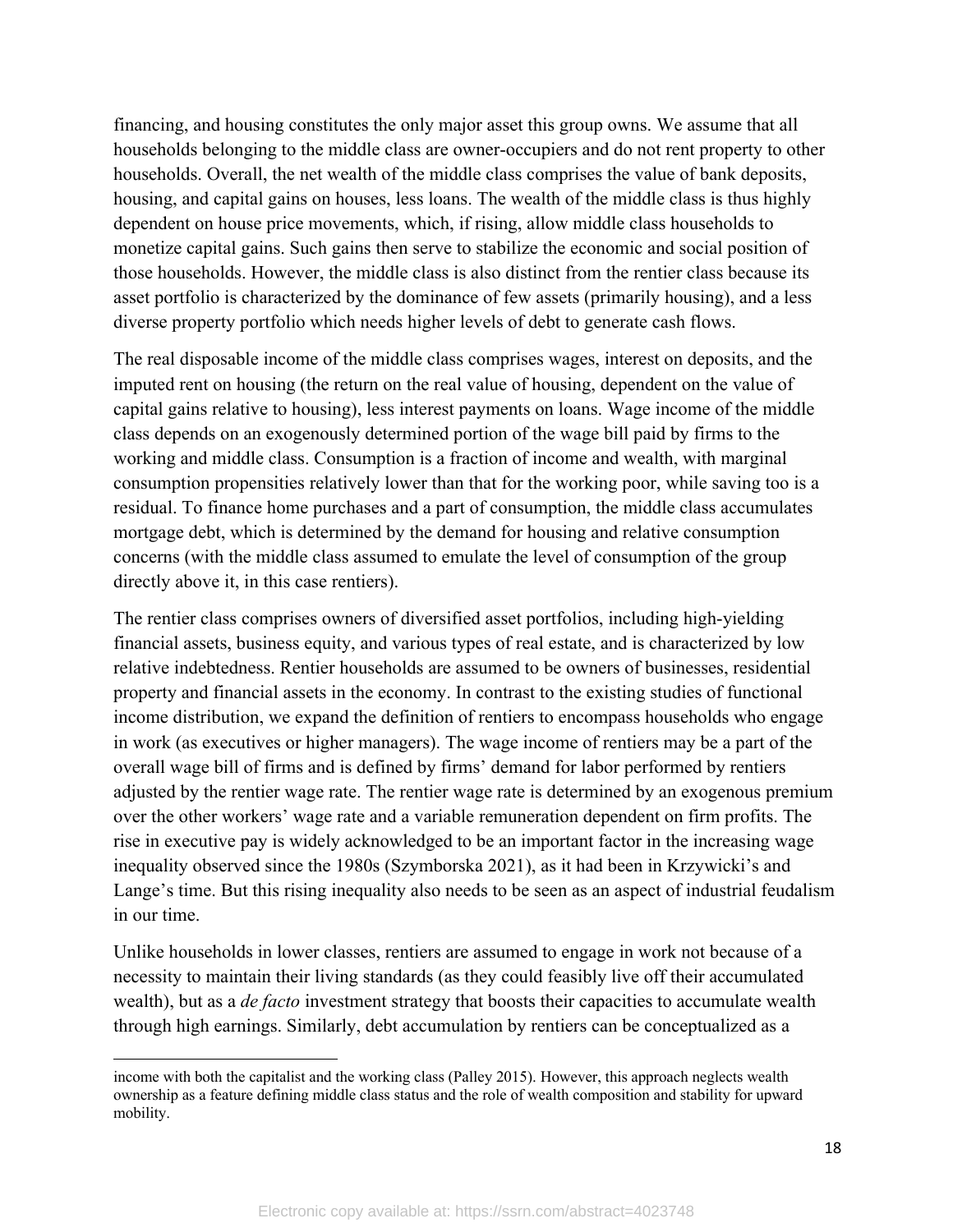financing, and housing constitutes the only major asset this group owns. We assume that all households belonging to the middle class are owner-occupiers and do not rent property to other households. Overall, the net wealth of the middle class comprises the value of bank deposits, housing, and capital gains on houses, less loans. The wealth of the middle class is thus highly dependent on house price movements, which, if rising, allow middle class households to monetize capital gains. Such gains then serve to stabilize the economic and social position of those households. However, the middle class is also distinct from the rentier class because its asset portfolio is characterized by the dominance of few assets (primarily housing), and a less diverse property portfolio which needs higher levels of debt to generate cash flows.

The real disposable income of the middle class comprises wages, interest on deposits, and the imputed rent on housing (the return on the real value of housing, dependent on the value of capital gains relative to housing), less interest payments on loans. Wage income of the middle class depends on an exogenously determined portion of the wage bill paid by firms to the working and middle class. Consumption is a fraction of income and wealth, with marginal consumption propensities relatively lower than that for the working poor, while saving too is a residual. To finance home purchases and a part of consumption, the middle class accumulates mortgage debt, which is determined by the demand for housing and relative consumption concerns (with the middle class assumed to emulate the level of consumption of the group directly above it, in this case rentiers).

The rentier class comprises owners of diversified asset portfolios, including high-yielding financial assets, business equity, and various types of real estate, and is characterized by low relative indebtedness. Rentier households are assumed to be owners of businesses, residential property and financial assets in the economy. In contrast to the existing studies of functional income distribution, we expand the definition of rentiers to encompass households who engage in work (as executives or higher managers). The wage income of rentiers may be a part of the overall wage bill of firms and is defined by firms' demand for labor performed by rentiers adjusted by the rentier wage rate. The rentier wage rate is determined by an exogenous premium over the other workers' wage rate and a variable remuneration dependent on firm profits. The rise in executive pay is widely acknowledged to be an important factor in the increasing wage inequality observed since the 1980s (Szymborska 2021), as it had been in Krzywicki's and Lange's time. But this rising inequality also needs to be seen as an aspect of industrial feudalism in our time.

Unlike households in lower classes, rentiers are assumed to engage in work not because of a necessity to maintain their living standards (as they could feasibly live off their accumulated wealth), but as a *de facto* investment strategy that boosts their capacities to accumulate wealth through high earnings. Similarly, debt accumulation by rentiers can be conceptualized as a

---

income with both the capitalist and the working class (Palley 2015). However, this approach neglects wealth ownership as a feature defining middle class status and the role of wealth composition and stability for upward mobility.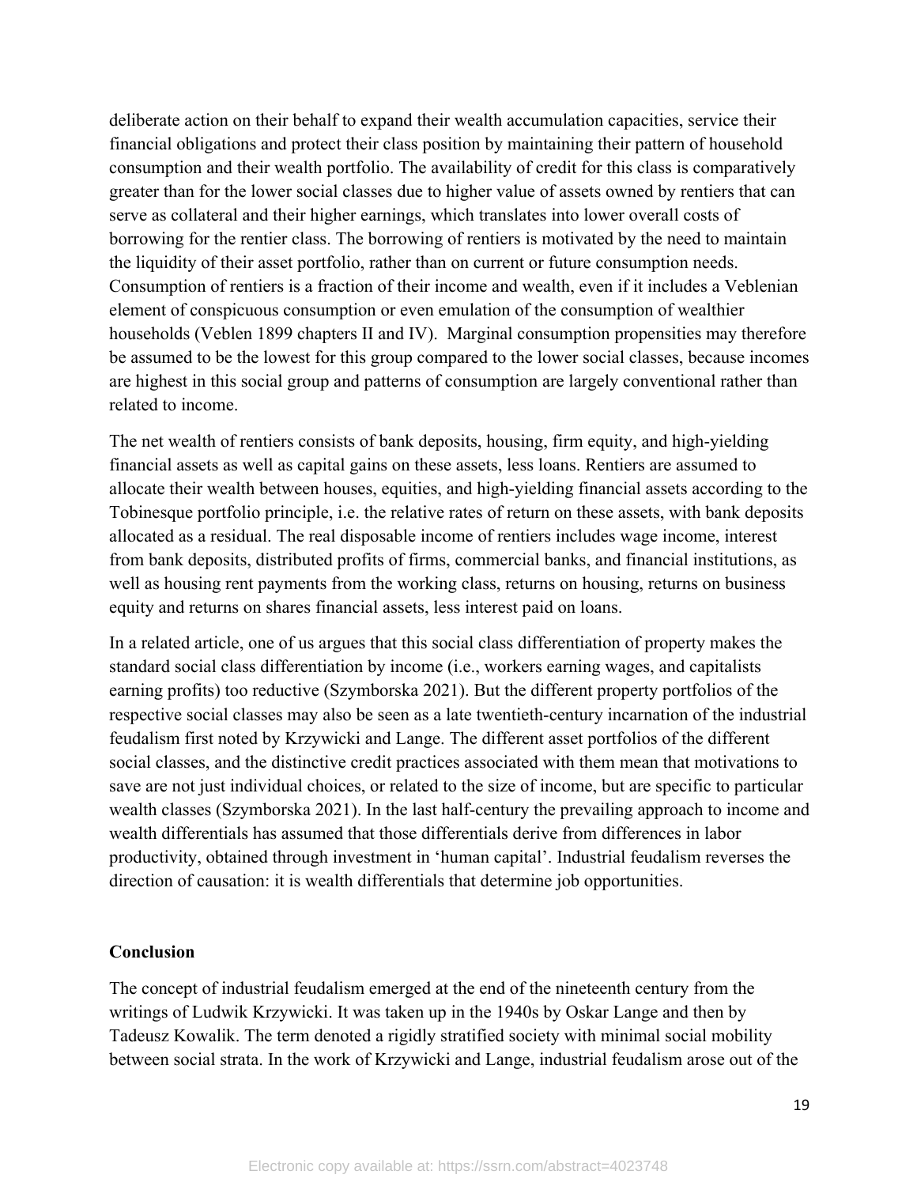deliberate action on their behalf to expand their wealth accumulation capacities, service their financial obligations and protect their class position by maintaining their pattern of household consumption and their wealth portfolio. The availability of credit for this class is comparatively greater than for the lower social classes due to higher value of assets owned by rentiers that can serve as collateral and their higher earnings, which translates into lower overall costs of borrowing for the rentier class. The borrowing of rentiers is motivated by the need to maintain the liquidity of their asset portfolio, rather than on current or future consumption needs. Consumption of rentiers is a fraction of their income and wealth, even if it includes a Veblenian element of conspicuous consumption or even emulation of the consumption of wealthier households (Veblen 1899 chapters II and IV). Marginal consumption propensities may therefore be assumed to be the lowest for this group compared to the lower social classes, because incomes are highest in this social group and patterns of consumption are largely conventional rather than related to income.

The net wealth of rentiers consists of bank deposits, housing, firm equity, and high-yielding financial assets as well as capital gains on these assets, less loans. Rentiers are assumed to allocate their wealth between houses, equities, and high-yielding financial assets according to the Tobinesque portfolio principle, i.e. the relative rates of return on these assets, with bank deposits allocated as a residual. The real disposable income of rentiers includes wage income, interest from bank deposits, distributed profits of firms, commercial banks, and financial institutions, as well as housing rent payments from the working class, returns on housing, returns on business equity and returns on shares financial assets, less interest paid on loans.

In a related article, one of us argues that this social class differentiation of property makes the standard social class differentiation by income (i.e., workers earning wages, and capitalists earning profits) too reductive (Szymborska 2021). But the different property portfolios of the respective social classes may also be seen as a late twentieth-century incarnation of the industrial feudalism first noted by Krzywicki and Lange. The different asset portfolios of the different social classes, and the distinctive credit practices associated with them mean that motivations to save are not just individual choices, or related to the size of income, but are specific to particular wealth classes (Szymborska 2021). In the last half-century the prevailing approach to income and wealth differentials has assumed that those differentials derive from differences in labor productivity, obtained through investment in 'human capital'. Industrial feudalism reverses the direction of causation: it is wealth differentials that determine job opportunities.

## Conclusion

The concept of industrial feudalism emerged at the end of the nineteenth century from the writings of Ludwik Krzywicki. It was taken up in the 1940s by Oskar Lange and then by Tadeusz Kowalik. The term denoted a rigidly stratified society with minimal social mobility between social strata. In the work of Krzywicki and Lange, industrial feudalism arose out of the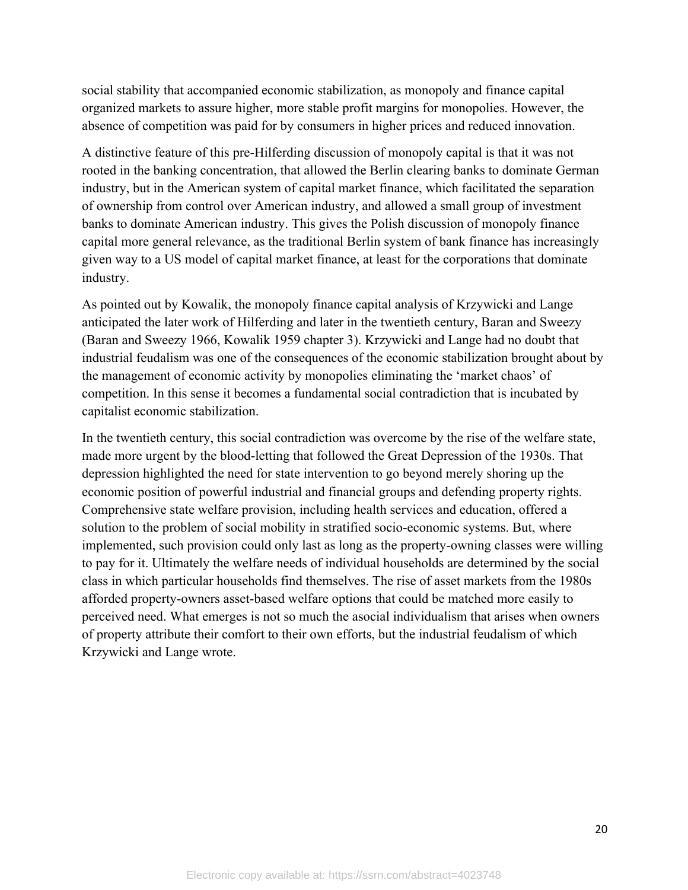social stability that accompanied economic stabilization, as monopoly and finance capital organized markets to assure higher, more stable profit margins for monopolies. However, the absence of competition was paid for by consumers in higher prices and reduced innovation.

A distinctive feature of this pre-Hilferding discussion of monopoly capital is that it was not rooted in the banking concentration, that allowed the Berlin clearing banks to dominate German industry, but in the American system of capital market finance, which facilitated the separation of ownership from control over American industry, and allowed a small group of investment banks to dominate American industry. This gives the Polish discussion of monopoly finance capital more general relevance, as the traditional Berlin system of bank finance has increasingly given way to a US model of capital market finance, at least for the corporations that dominate industry.

As pointed out by Kowalik, the monopoly finance capital analysis of Krzywicki and Lange anticipated the later work of Hilferding and later in the twentieth century, Baran and Sweezy (Baran and Sweezy 1966, Kowalik 1959 chapter 3). Krzywicki and Lange had no doubt that industrial feudalism was one of the consequences of the economic stabilization brought about by the management of economic activity by monopolies eliminating the 'market chaos' of competition. In this sense it becomes a fundamental social contradiction that is incubated by capitalist economic stabilization.

In the twentieth century, this social contradiction was overcome by the rise of the welfare state, made more urgent by the blood-letting that followed the Great Depression of the 1930s. That depression highlighted the need for state intervention to go beyond merely shoring up the economic position of powerful industrial and financial groups and defending property rights. Comprehensive state welfare provision, including health services and education, offered a solution to the problem of social mobility in stratified socio-economic systems. But, where implemented, such provision could only last as long as the property-owning classes were willing to pay for it. Ultimately the welfare needs of individual households are determined by the social class in which particular households find themselves. The rise of asset markets from the 1980s afforded property-owners asset-based welfare options that could be matched more easily to perceived need. What emerges is not so much the asocial individualism that arises when owners of property attribute their comfort to their own efforts, but the industrial feudalism of which Krzywicki and Lange wrote.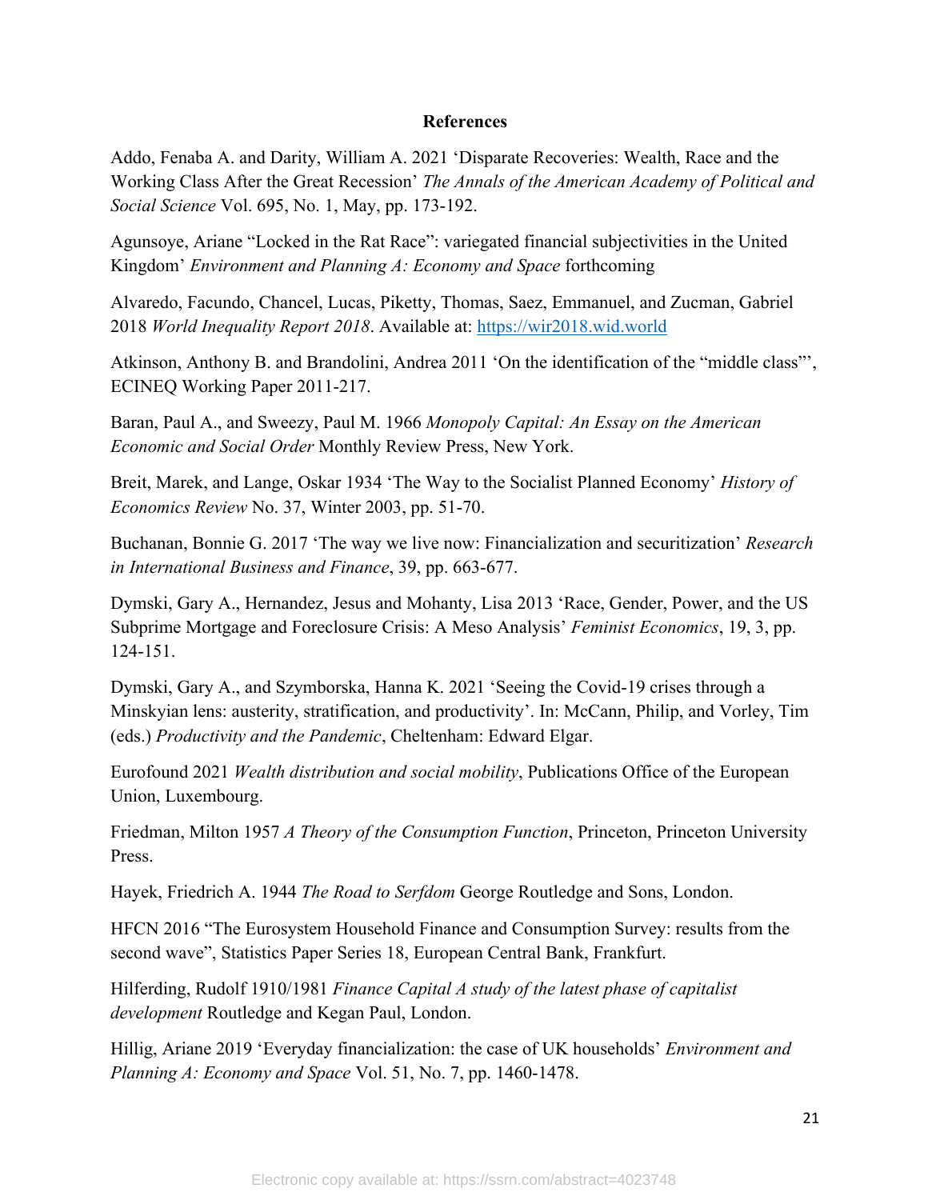# References

Addo, Fenaba A. and Darity, William A. 2021 'Disparate Recoveries: Wealth, Race and the Working Class After the Great Recession' *The Annals of the American Academy of Political and Social Science* Vol. 695, No. 1, May, pp. 173-192.

Agunsoye, Ariane "Locked in the Rat Race": variegated financial subjectivities in the United Kingdom' *Environment and Planning A: Economy and Space* forthcoming

Alvaredo, Facundo, Chancel, Lucas, Piketty, Thomas, Saez, Emmanuel, and Zucman, Gabriel 2018 *World Inequality Report 2018*. Available at: https://wir2018.wid.world

Atkinson, Anthony B. and Brandolini, Andrea 2011 'On the identification of the "middle class"', ECINEQ Working Paper 2011-217.

Baran, Paul A., and Sweezy, Paul M. 1966 *Monopoly Capital: An Essay on the American Economic and Social Order* Monthly Review Press, New York.

Breit, Marek, and Lange, Oskar 1934 'The Way to the Socialist Planned Economy' *History of Economics Review* No. 37, Winter 2003, pp. 51-70.

Buchanan, Bonnie G. 2017 'The way we live now: Financialization and securitization' *Research in International Business and Finance*, 39, pp. 663-677.

Dymski, Gary A., Hernandez, Jesus and Mohanty, Lisa 2013 'Race, Gender, Power, and the US Subprime Mortgage and Foreclosure Crisis: A Meso Analysis' *Feminist Economics*, 19, 3, pp. 124-151.

Dymski, Gary A., and Szymborska, Hanna K. 2021 'Seeing the Covid-19 crises through a Minskyian lens: austerity, stratification, and productivity'. In: McCann, Philip, and Vorley, Tim (eds.) *Productivity and the Pandemic*, Cheltenham: Edward Elgar.

Eurofound 2021 *Wealth distribution and social mobility*, Publications Office of the European Union, Luxembourg.

Friedman, Milton 1957 *A Theory of the Consumption Function*, Princeton, Princeton University Press.

Hayek, Friedrich A. 1944 *The Road to Serfdom* George Routledge and Sons, London.

HFCN 2016 "The Eurosystem Household Finance and Consumption Survey: results from the second wave", Statistics Paper Series 18, European Central Bank, Frankfurt.

Hilferding, Rudolf 1910/1981 *Finance Capital A study of the latest phase of capitalist development* Routledge and Kegan Paul, London.

Hillig, Ariane 2019 'Everyday financialization: the case of UK households' *Environment and Planning A: Economy and Space* Vol. 51, No. 7, pp. 1460-1478.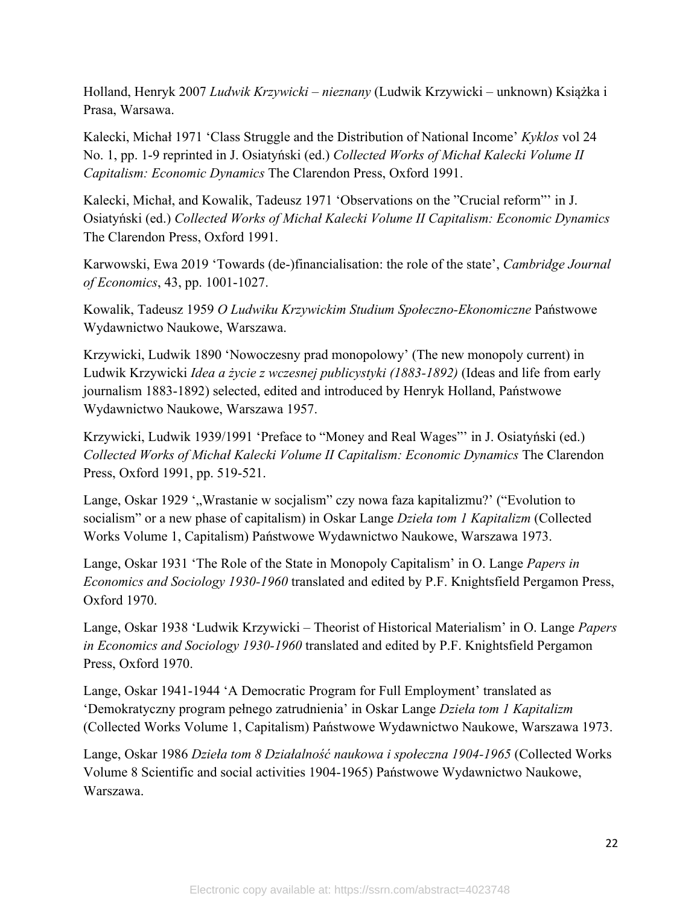Holland, Henryk 2007 *Ludwik Krzywicki – nieznany* (Ludwik Krzywicki – unknown) Książka i Prasa, Warsawa.

Kalecki, Michał 1971 'Class Struggle and the Distribution of National Income' *Kyklos* vol 24 No. 1, pp. 1-9 reprinted in J. Osiatyński (ed.) *Collected Works of Michał Kalecki Volume II Capitalism: Economic Dynamics* The Clarendon Press, Oxford 1991.

Kalecki, Michał, and Kowalik, Tadeusz 1971 'Observations on the "Crucial reform"' in J. Osiatyński (ed.) *Collected Works of Michał Kalecki Volume II Capitalism: Economic Dynamics* The Clarendon Press, Oxford 1991.

Karwowski, Ewa 2019 'Towards (de-)financialisation: the role of the state', *Cambridge Journal of Economics*, 43, pp. 1001-1027.

Kowalik, Tadeusz 1959 *O Ludwiku Krzywickim Studium Społeczno-Ekonomiczne* Państwowe Wydawnictwo Naukowe, Warszawa.

Krzywicki, Ludwik 1890 'Nowoczesny prad monopolowy' (The new monopoly current) in Ludwik Krzywicki *Idea a życie z wczesnej publicystyki (1883-1892)* (Ideas and life from early journalism 1883-1892) selected, edited and introduced by Henryk Holland, Państwowe Wydawnictwo Naukowe, Warszawa 1957.

Krzywicki, Ludwik 1939/1991 'Preface to "Money and Real Wages"' in J. Osiatyński (ed.) *Collected Works of Michał Kalecki Volume II Capitalism: Economic Dynamics* The Clarendon Press, Oxford 1991, pp. 519-521.

Lange, Oskar 1929 '„Wrastanie w socjalism" czy nowa faza kapitalizmu?' ("Evolution to socialism" or a new phase of capitalism) in Oskar Lange *Dzieła tom 1 Kapitalizm* (Collected Works Volume 1, Capitalism) Państwowe Wydawnictwo Naukowe, Warszawa 1973.

Lange, Oskar 1931 'The Role of the State in Monopoly Capitalism' in O. Lange *Papers in Economics and Sociology 1930-1960* translated and edited by P.F. Knightsfield Pergamon Press, Oxford 1970.

Lange, Oskar 1938 'Ludwik Krzywicki – Theorist of Historical Materialism' in O. Lange *Papers in Economics and Sociology 1930-1960* translated and edited by P.F. Knightsfield Pergamon Press, Oxford 1970.

Lange, Oskar 1941-1944 'A Democratic Program for Full Employment' translated as 'Demokratyczny program pełnego zatrudnienia' in Oskar Lange *Dzieła tom 1 Kapitalizm* (Collected Works Volume 1, Capitalism) Państwowe Wydawnictwo Naukowe, Warszawa 1973.

Lange, Oskar 1986 *Dzieła tom 8 Działalność naukowa i społeczna 1904-1965* (Collected Works Volume 8 Scientific and social activities 1904-1965) Państwowe Wydawnictwo Naukowe, Warszawa.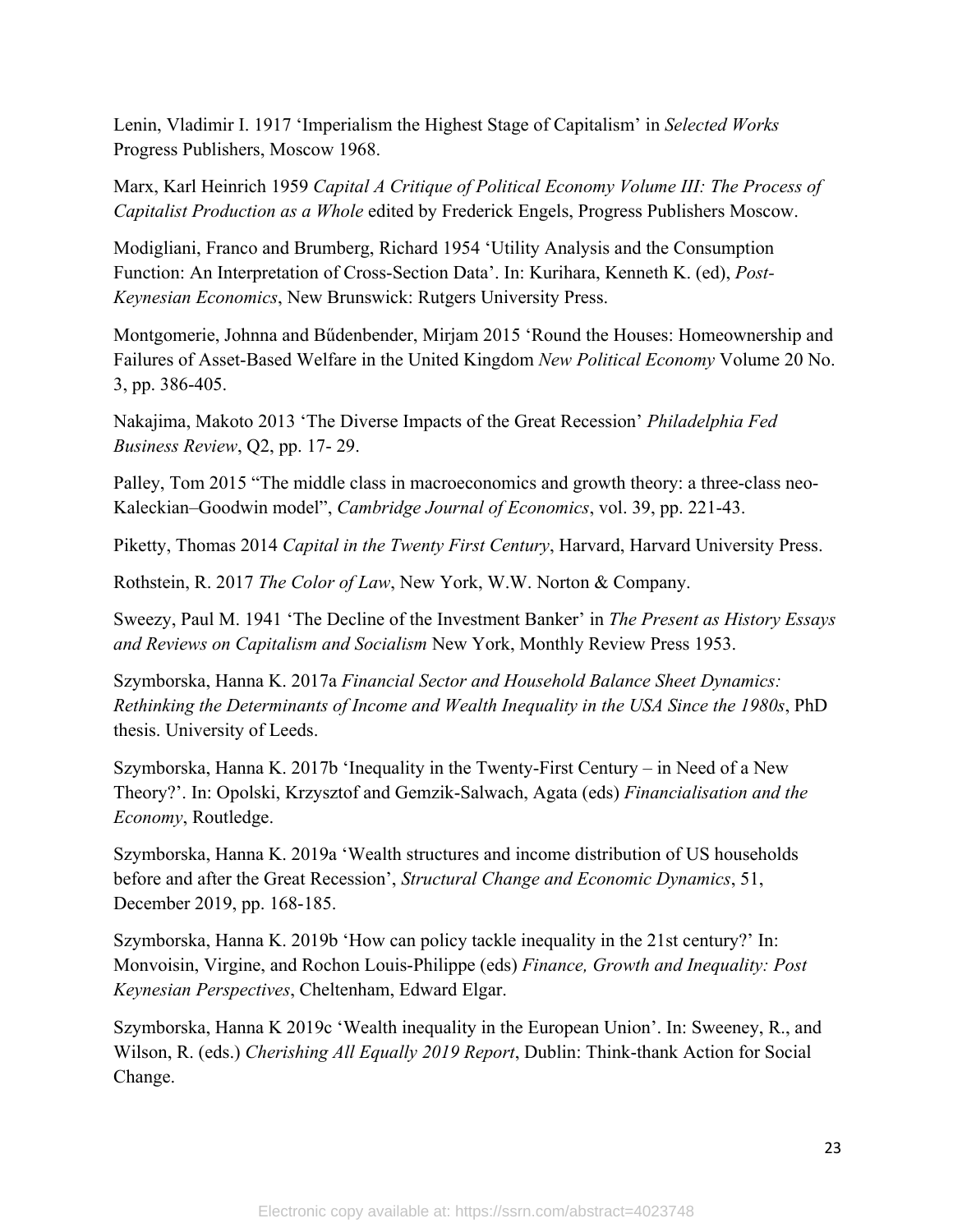Lenin, Vladimir I. 1917 'Imperialism the Highest Stage of Capitalism' in *Selected Works* Progress Publishers, Moscow 1968.

Marx, Karl Heinrich 1959 *Capital A Critique of Political Economy Volume III: The Process of Capitalist Production as a Whole* edited by Frederick Engels, Progress Publishers Moscow.

Modigliani, Franco and Brumberg, Richard 1954 'Utility Analysis and the Consumption Function: An Interpretation of Cross-Section Data'. In: Kurihara, Kenneth K. (ed), *Post-Keynesian Economics*, New Brunswick: Rutgers University Press.

Montgomerie, Johnna and Bűdenbender, Mirjam 2015 'Round the Houses: Homeownership and Failures of Asset-Based Welfare in the United Kingdom *New Political Economy* Volume 20 No. 3, pp. 386-405.

Nakajima, Makoto 2013 'The Diverse Impacts of the Great Recession' *Philadelphia Fed Business Review*, Q2, pp. 17- 29.

Palley, Tom 2015 "The middle class in macroeconomics and growth theory: a three-class neo-Kaleckian–Goodwin model", *Cambridge Journal of Economics*, vol. 39, pp. 221-43.

Piketty, Thomas 2014 *Capital in the Twenty First Century*, Harvard, Harvard University Press.

Rothstein, R. 2017 *The Color of Law*, New York, W.W. Norton & Company.

Sweezy, Paul M. 1941 'The Decline of the Investment Banker' in *The Present as History Essays and Reviews on Capitalism and Socialism* New York, Monthly Review Press 1953.

Szymborska, Hanna K. 2017a *Financial Sector and Household Balance Sheet Dynamics: Rethinking the Determinants of Income and Wealth Inequality in the USA Since the 1980s*, PhD thesis. University of Leeds.

Szymborska, Hanna K. 2017b 'Inequality in the Twenty-First Century – in Need of a New Theory?'. In: Opolski, Krzysztof and Gemzik-Salwach, Agata (eds) *Financialisation and the Economy*, Routledge.

Szymborska, Hanna K. 2019a 'Wealth structures and income distribution of US households before and after the Great Recession', *Structural Change and Economic Dynamics*, 51, December 2019, pp. 168-185.

Szymborska, Hanna K. 2019b 'How can policy tackle inequality in the 21st century?' In: Monvoisin, Virgine, and Rochon Louis-Philippe (eds) *Finance, Growth and Inequality: Post Keynesian Perspectives*, Cheltenham, Edward Elgar.

Szymborska, Hanna K 2019c 'Wealth inequality in the European Union'. In: Sweeney, R., and Wilson, R. (eds.) *Cherishing All Equally 2019 Report*, Dublin: Think-thank Action for Social Change.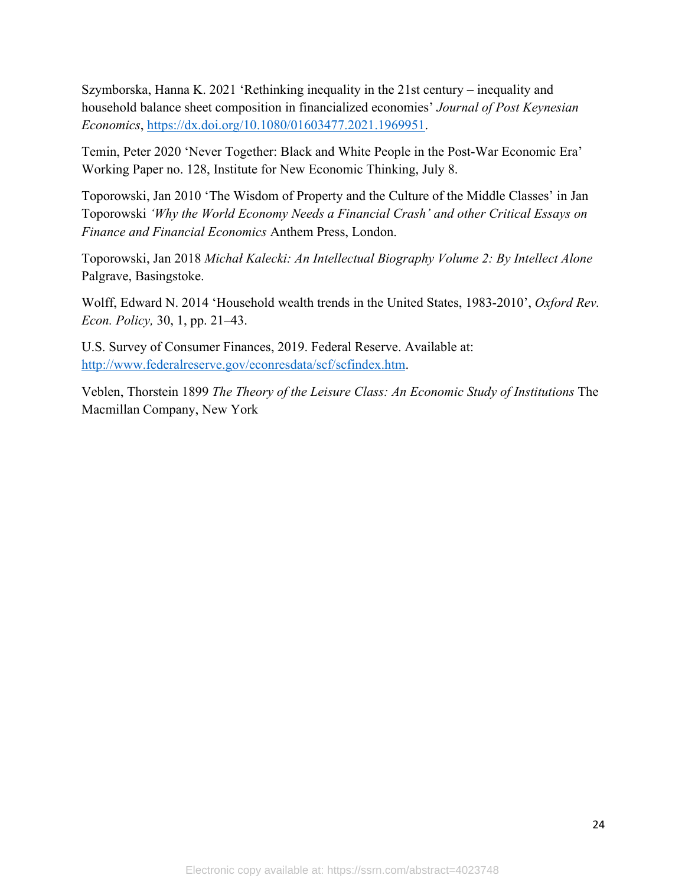Szymborska, Hanna K. 2021 'Rethinking inequality in the 21st century – inequality and household balance sheet composition in financialized economies' *Journal of Post Keynesian Economics*, https://dx.doi.org/10.1080/01603477.2021.1969951.

Temin, Peter 2020 'Never Together: Black and White People in the Post-War Economic Era' Working Paper no. 128, Institute for New Economic Thinking, July 8.

Toporowski, Jan 2010 'The Wisdom of Property and the Culture of the Middle Classes' in Jan Toporowski *'Why the World Economy Needs a Financial Crash' and other Critical Essays on Finance and Financial Economics* Anthem Press, London.

Toporowski, Jan 2018 *Michał Kalecki: An Intellectual Biography Volume 2: By Intellect Alone* Palgrave, Basingstoke.

Wolff, Edward N. 2014 'Household wealth trends in the United States, 1983-2010', *Oxford Rev. Econ. Policy,* 30, 1, pp. 21–43.

U.S. Survey of Consumer Finances, 2019. Federal Reserve. Available at: http://www.federalreserve.gov/econresdata/scf/scfindex.htm.

Veblen, Thorstein 1899 *The Theory of the Leisure Class: An Economic Study of Institutions* The Macmillan Company, New York